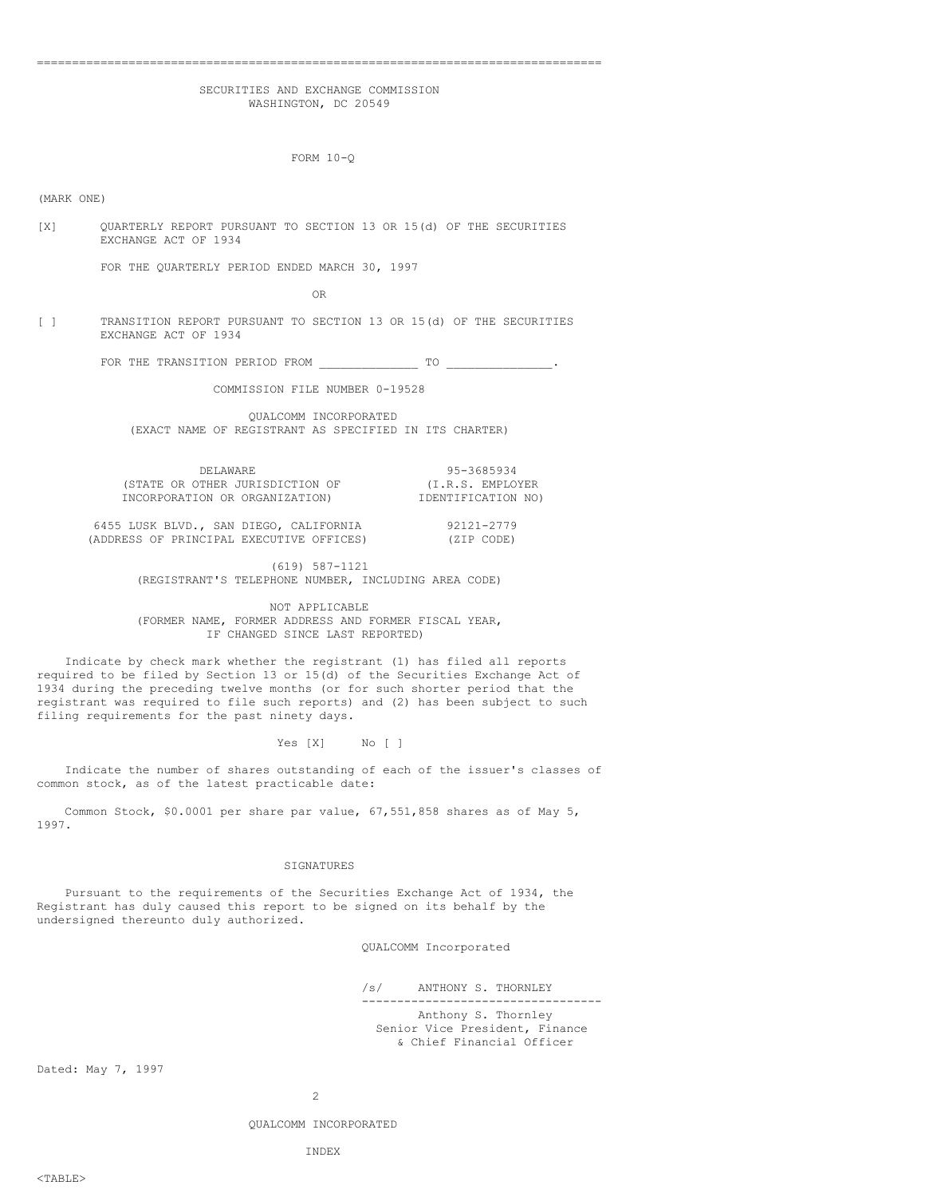# SECURITIES AND EXCHANGE COMMISSION
WASHINGTON, DC 20549

## FORM 10-Q

(MARK ONE)

[X] QUARTERLY REPORT PURSUANT TO SECTION 13 OR 15(d) OF THE SECURITIES EXCHANGE ACT OF 1934

FOR THE QUARTERLY PERIOD ENDED MARCH 30, 1997

OR

[ ] TRANSITION REPORT PURSUANT TO SECTION 13 OR 15(d) OF THE SECURITIES EXCHANGE ACT OF 1934

FOR THE TRANSITION PERIOD FROM ______________ TO _______________.

COMMISSION FILE NUMBER 0-19528

QUALCOMM INCORPORATED
(EXACT NAME OF REGISTRANT AS SPECIFIED IN ITS CHARTER)

| | |
|---|---|
| DELAWARE | 95-3685934 |
| (STATE OR OTHER JURISDICTION OF INCORPORATION OR ORGANIZATION) | (I.R.S. EMPLOYER IDENTIFICATION NO) |
| 6455 LUSK BLVD., SAN DIEGO, CALIFORNIA | 92121-2779 |
| (ADDRESS OF PRINCIPAL EXECUTIVE OFFICES) | (ZIP CODE) |

(619) 587-1121
(REGISTRANT'S TELEPHONE NUMBER, INCLUDING AREA CODE)

NOT APPLICABLE
(FORMER NAME, FORMER ADDRESS AND FORMER FISCAL YEAR, IF CHANGED SINCE LAST REPORTED)

Indicate by check mark whether the registrant (1) has filed all reports required to be filed by Section 13 or 15(d) of the Securities Exchange Act of 1934 during the preceding twelve months (or for such shorter period that the registrant was required to file such reports) and (2) has been subject to such filing requirements for the past ninety days.

Yes [X] No [ ]

Indicate the number of shares outstanding of each of the issuer's classes of common stock, as of the latest practicable date:

Common Stock, $0.0001 per share par value, 67,551,858 shares as of May 5, 1997.

## SIGNATURES

Pursuant to the requirements of the Securities Exchange Act of 1934, the Registrant has duly caused this report to be signed on its behalf by the undersigned thereunto duly authorized.

QUALCOMM Incorporated

/s/ ANTHONY S. THORNLEY

Anthony S. Thornley
Senior Vice President, Finance & Chief Financial Officer

Dated: May 7, 1997

QUALCOMM INCORPORATED

INDEX

<TABLE>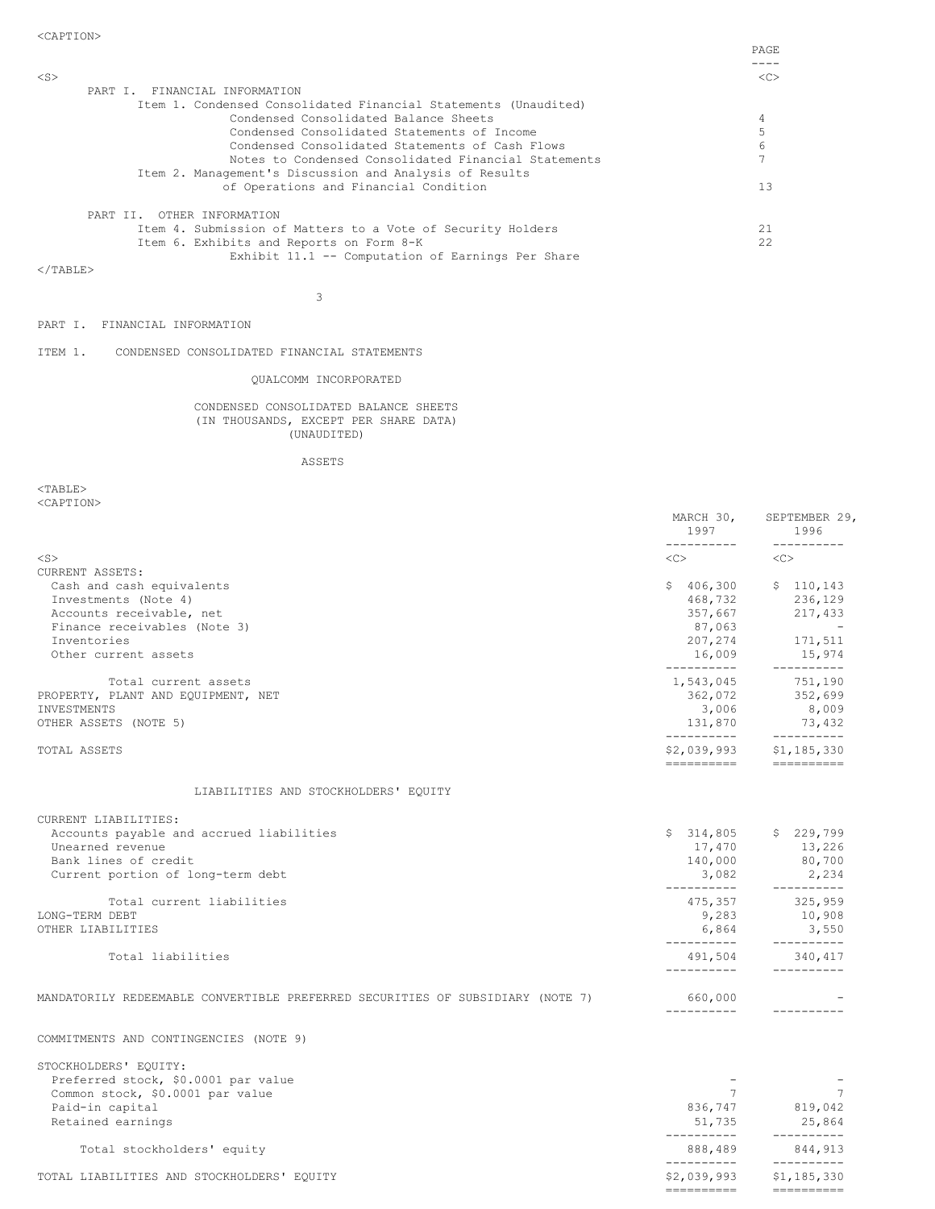| | PAGE |
|---|---|
| PART I. FINANCIAL INFORMATION | |
| Item 1. Condensed Consolidated Financial Statements (Unaudited) | |
| Condensed Consolidated Balance Sheets | 4 |
| Condensed Consolidated Statements of Income | 5 |
| Condensed Consolidated Statements of Cash Flows | 6 |
| Notes to Condensed Consolidated Financial Statements | 7 |
| Item 2. Management's Discussion and Analysis of Results of Operations and Financial Condition | 13 |
| PART II. OTHER INFORMATION | |
| Item 4. Submission of Matters to a Vote of Security Holders | 21 |
| Item 6. Exhibits and Reports on Form 8-K | 22 |
| Exhibit 11.1 -- Computation of Earnings Per Share | |

PART I. FINANCIAL INFORMATION

ITEM 1. CONDENSED CONSOLIDATED FINANCIAL STATEMENTS

QUALCOMM INCORPORATED

CONDENSED CONSOLIDATED BALANCE SHEETS
(IN THOUSANDS, EXCEPT PER SHARE DATA)
(UNAUDITED)

ASSETS

| | MARCH 30, 1997 | SEPTEMBER 29, 1996 |
|---|---|---|
| CURRENT ASSETS: | | |
| Cash and cash equivalents | $ 406,300 | $ 110,143 |
| Investments (Note 4) | 468,732 | 236,129 |
| Accounts receivable, net | 357,667 | 217,433 |
| Finance receivables (Note 3) | 87,063 | - |
| Inventories | 207,274 | 171,511 |
| Other current assets | 16,009 | 15,974 |
| Total current assets | 1,543,045 | 751,190 |
| PROPERTY, PLANT AND EQUIPMENT, NET | 362,072 | 352,699 |
| INVESTMENTS | 3,006 | 8,009 |
| OTHER ASSETS (NOTE 5) | 131,870 | 73,432 |
| TOTAL ASSETS | $2,039,993 | $1,185,330 |

LIABILITIES AND STOCKHOLDERS' EQUITY

| | MARCH 30, 1997 | SEPTEMBER 29, 1996 |
|---|---|---|
| CURRENT LIABILITIES: | | |
| Accounts payable and accrued liabilities | $ 314,805 | $ 229,799 |
| Unearned revenue | 17,470 | 13,226 |
| Bank lines of credit | 140,000 | 80,700 |
| Current portion of long-term debt | 3,082 | 2,234 |
| Total current liabilities | 475,357 | 325,959 |
| LONG-TERM DEBT | 9,283 | 10,908 |
| OTHER LIABILITIES | 6,864 | 3,550 |
| Total liabilities | 491,504 | 340,417 |
| MANDATORILY REDEEMABLE CONVERTIBLE PREFERRED SECURITIES OF SUBSIDIARY (NOTE 7) | 660,000 | - |
| COMMITMENTS AND CONTINGENCIES (NOTE 9) | | |
| STOCKHOLDERS' EQUITY: | | |
| Preferred stock, $0.0001 par value | - | - |
| Common stock, $0.0001 par value | 7 | 7 |
| Paid-in capital | 836,747 | 819,042 |
| Retained earnings | 51,735 | 25,864 |
| Total stockholders' equity | 888,489 | 844,913 |
| TOTAL LIABILITIES AND STOCKHOLDERS' EQUITY | $2,039,993 | $1,185,330 |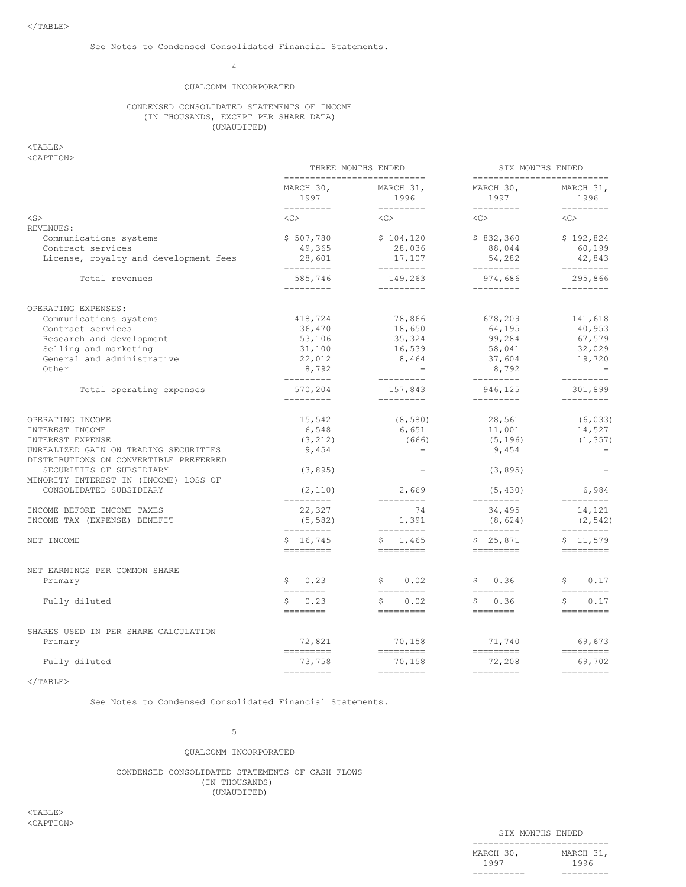See Notes to Condensed Consolidated Financial Statements.

QUALCOMM INCORPORATED

CONDENSED CONSOLIDATED STATEMENTS OF INCOME
(IN THOUSANDS, EXCEPT PER SHARE DATA)
(UNAUDITED)

| | THREE MONTHS ENDED | | SIX MONTHS ENDED | |
|---|---|---|---|---|
| | MARCH 30, 1997 | MARCH 31, 1996 | MARCH 30, 1997 | MARCH 31, 1996 |
| REVENUES: | | | | |
| Communications systems | $ 507,780 | $ 104,120 | $ 832,360 | $ 192,824 |
| Contract services | 49,365 | 28,036 | 88,044 | 60,199 |
| License, royalty and development fees | 28,601 | 17,107 | 54,282 | 42,843 |
| Total revenues | 585,746 | 149,263 | 974,686 | 295,866 |
| OPERATING EXPENSES: | | | | |
| Communications systems | 418,724 | 78,866 | 678,209 | 141,618 |
| Contract services | 36,470 | 18,650 | 64,195 | 40,953 |
| Research and development | 53,106 | 35,324 | 99,284 | 67,579 |
| Selling and marketing | 31,100 | 16,539 | 58,041 | 32,029 |
| General and administrative | 22,012 | 8,464 | 37,604 | 19,720 |
| Other | 8,792 | - | 8,792 | - |
| Total operating expenses | 570,204 | 157,843 | 946,125 | 301,899 |
| OPERATING INCOME | 15,542 | (8,580) | 28,561 | (6,033) |
| INTEREST INCOME | 6,548 | 6,651 | 11,001 | 14,527 |
| INTEREST EXPENSE | (3,212) | (666) | (5,196) | (1,357) |
| UNREALIZED GAIN ON TRADING SECURITIES | 9,454 | - | 9,454 | - |
| DISTRIBUTIONS ON CONVERTIBLE PREFERRED SECURITIES OF SUBSIDIARY | (3,895) | - | (3,895) | - |
| MINORITY INTEREST IN (INCOME) LOSS OF CONSOLIDATED SUBSIDIARY | (2,110) | 2,669 | (5,430) | 6,984 |
| INCOME BEFORE INCOME TAXES | 22,327 | 74 | 34,495 | 14,121 |
| INCOME TAX (EXPENSE) BENEFIT | (5,582) | 1,391 | (8,624) | (2,542) |
| NET INCOME | $ 16,745 | $ 1,465 | $ 25,871 | $ 11,579 |
| NET EARNINGS PER COMMON SHARE | | | | |
| Primary | $ 0.23 | $ 0.02 | $ 0.36 | $ 0.17 |
| Fully diluted | $ 0.23 | $ 0.02 | $ 0.36 | $ 0.17 |
| SHARES USED IN PER SHARE CALCULATION | | | | |
| Primary | 72,821 | 70,158 | 71,740 | 69,673 |
| Fully diluted | 73,758 | 70,158 | 72,208 | 69,702 |

See Notes to Condensed Consolidated Financial Statements.

QUALCOMM INCORPORATED

CONDENSED CONSOLIDATED STATEMENTS OF CASH FLOWS
(IN THOUSANDS)
(UNAUDITED)

| | SIX MONTHS ENDED | |
|---|---|---|
| | MARCH 30, 1997 | MARCH 31, 1996 |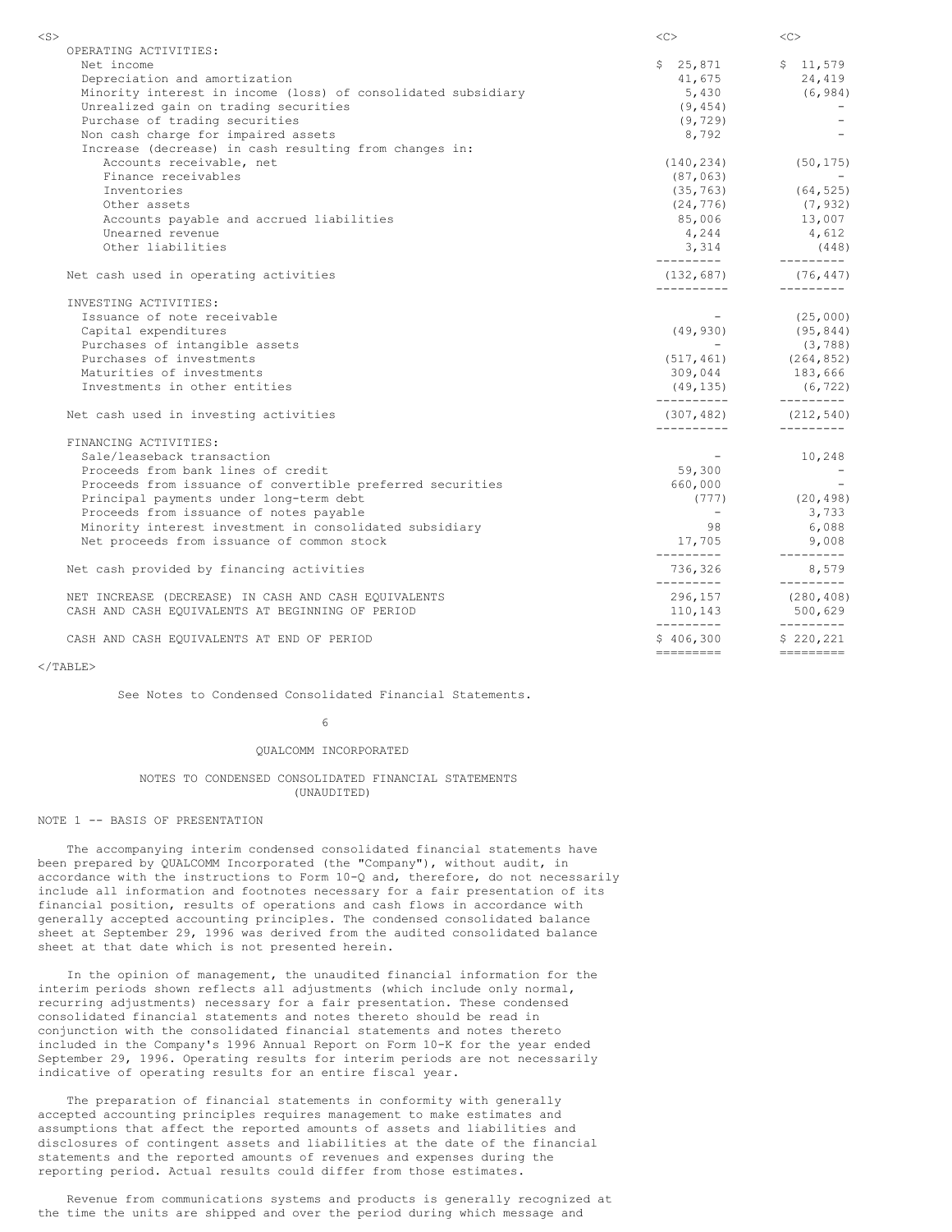| | | |
|---|---|---|
| OPERATING ACTIVITIES: | | |
| Net income | $ 25,871 | $ 11,579 |
| Depreciation and amortization | 41,675 | 24,419 |
| Minority interest in income (loss) of consolidated subsidiary | 5,430 | (6,984) |
| Unrealized gain on trading securities | (9,454) | - |
| Purchase of trading securities | (9,729) | - |
| Non cash charge for impaired assets | 8,792 | - |
| Increase (decrease) in cash resulting from changes in: | | |
| Accounts receivable, net | (140,234) | (50,175) |
| Finance receivables | (87,063) | - |
| Inventories | (35,763) | (64,525) |
| Other assets | (24,776) | (7,932) |
| Accounts payable and accrued liabilities | 85,006 | 13,007 |
| Unearned revenue | 4,244 | 4,612 |
| Other liabilities | 3,314 | (448) |
| Net cash used in operating activities | (132,687) | (76,447) |
| INVESTING ACTIVITIES: | | |
| Issuance of note receivable | - | (25,000) |
| Capital expenditures | (49,930) | (95,844) |
| Purchases of intangible assets | - | (3,788) |
| Purchases of investments | (517,461) | (264,852) |
| Maturities of investments | 309,044 | 183,666 |
| Investments in other entities | (49,135) | (6,722) |
| Net cash used in investing activities | (307,482) | (212,540) |
| FINANCING ACTIVITIES: | | |
| Sale/leaseback transaction | - | 10,248 |
| Proceeds from bank lines of credit | 59,300 | - |
| Proceeds from issuance of convertible preferred securities | 660,000 | - |
| Principal payments under long-term debt | (777) | (20,498) |
| Proceeds from issuance of notes payable | - | 3,733 |
| Minority interest investment in consolidated subsidiary | 98 | 6,088 |
| Net proceeds from issuance of common stock | 17,705 | 9,008 |
| Net cash provided by financing activities | 736,326 | 8,579 |
| NET INCREASE (DECREASE) IN CASH AND CASH EQUIVALENTS | 296,157 | (280,408) |
| CASH AND CASH EQUIVALENTS AT BEGINNING OF PERIOD | 110,143 | 500,629 |
| CASH AND CASH EQUIVALENTS AT END OF PERIOD | $ 406,300 | $ 220,221 |

See Notes to Condensed Consolidated Financial Statements.

QUALCOMM INCORPORATED

NOTES TO CONDENSED CONSOLIDATED FINANCIAL STATEMENTS
(UNAUDITED)

NOTE 1 -- BASIS OF PRESENTATION

The accompanying interim condensed consolidated financial statements have been prepared by QUALCOMM Incorporated (the "Company"), without audit, in accordance with the instructions to Form 10-Q and, therefore, do not necessarily include all information and footnotes necessary for a fair presentation of its financial position, results of operations and cash flows in accordance with generally accepted accounting principles. The condensed consolidated balance sheet at September 29, 1996 was derived from the audited consolidated balance sheet at that date which is not presented herein.

In the opinion of management, the unaudited financial information for the interim periods shown reflects all adjustments (which include only normal, recurring adjustments) necessary for a fair presentation. These condensed consolidated financial statements and notes thereto should be read in conjunction with the consolidated financial statements and notes thereto included in the Company's 1996 Annual Report on Form 10-K for the year ended September 29, 1996. Operating results for interim periods are not necessarily indicative of operating results for an entire fiscal year.

The preparation of financial statements in conformity with generally accepted accounting principles requires management to make estimates and assumptions that affect the reported amounts of assets and liabilities and disclosures of contingent assets and liabilities at the date of the financial statements and the reported amounts of revenues and expenses during the reporting period. Actual results could differ from those estimates.

Revenue from communications systems and products is generally recognized at the time the units are shipped and over the period during which message and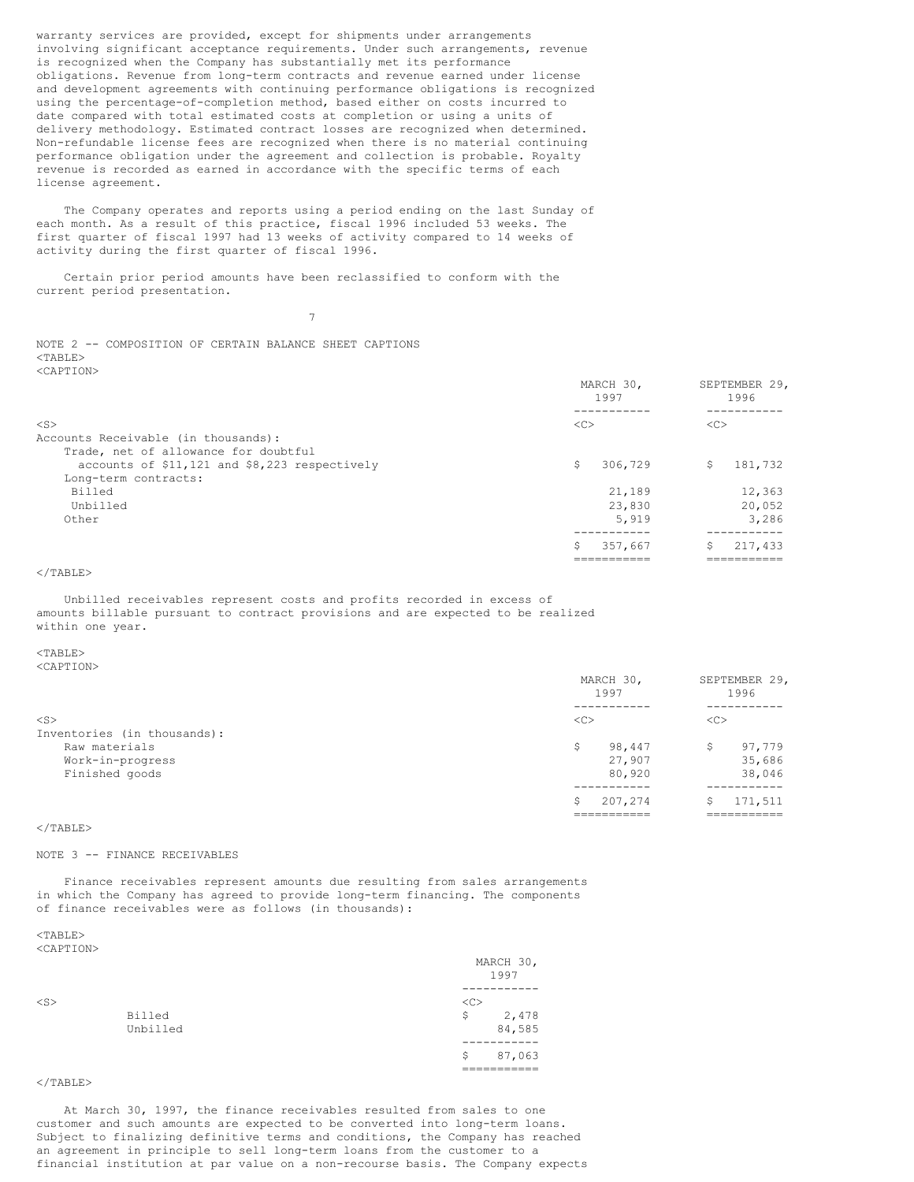warranty services are provided, except for shipments under arrangements involving significant acceptance requirements. Under such arrangements, revenue is recognized when the Company has substantially met its performance obligations. Revenue from long-term contracts and revenue earned under license and development agreements with continuing performance obligations is recognized using the percentage-of-completion method, based either on costs incurred to date compared with total estimated costs at completion or using a units of delivery methodology. Estimated contract losses are recognized when determined. Non-refundable license fees are recognized when there is no material continuing performance obligation under the agreement and collection is probable. Royalty revenue is recorded as earned in accordance with the specific terms of each license agreement.

The Company operates and reports using a period ending on the last Sunday of each month. As a result of this practice, fiscal 1996 included 53 weeks. The first quarter of fiscal 1997 had 13 weeks of activity compared to 14 weeks of activity during the first quarter of fiscal 1996.

Certain prior period amounts have been reclassified to conform with the current period presentation.

NOTE 2 -- COMPOSITION OF CERTAIN BALANCE SHEET CAPTIONS

| | MARCH 30, 1997 | SEPTEMBER 29, 1996 |
|---|---|---|
| Accounts Receivable (in thousands): | | |
| Trade, net of allowance for doubtful accounts of $11,121 and $8,223 respectively | $ 306,729 | $ 181,732 |
| Long-term contracts: | | |
| Billed | 21,189 | 12,363 |
| Unbilled | 23,830 | 20,052 |
| Other | 5,919 | 3,286 |
| | $ 357,667 | $ 217,433 |

Unbilled receivables represent costs and profits recorded in excess of amounts billable pursuant to contract provisions and are expected to be realized within one year.

| | MARCH 30, 1997 | SEPTEMBER 29, 1996 |
|---|---|---|
| Inventories (in thousands): | | |
| Raw materials | $ 98,447 | $ 97,779 |
| Work-in-progress | 27,907 | 35,686 |
| Finished goods | 80,920 | 38,046 |
| | $ 207,274 | $ 171,511 |

NOTE 3 -- FINANCE RECEIVABLES

Finance receivables represent amounts due resulting from sales arrangements in which the Company has agreed to provide long-term financing. The components of finance receivables were as follows (in thousands):

| | MARCH 30, 1997 |
|---|---|
| Billed | $ 2,478 |
| Unbilled | 84,585 |
| | $ 87,063 |

At March 30, 1997, the finance receivables resulted from sales to one customer and such amounts are expected to be converted into long-term loans. Subject to finalizing definitive terms and conditions, the Company has reached an agreement in principle to sell long-term loans from the customer to a financial institution at par value on a non-recourse basis. The Company expects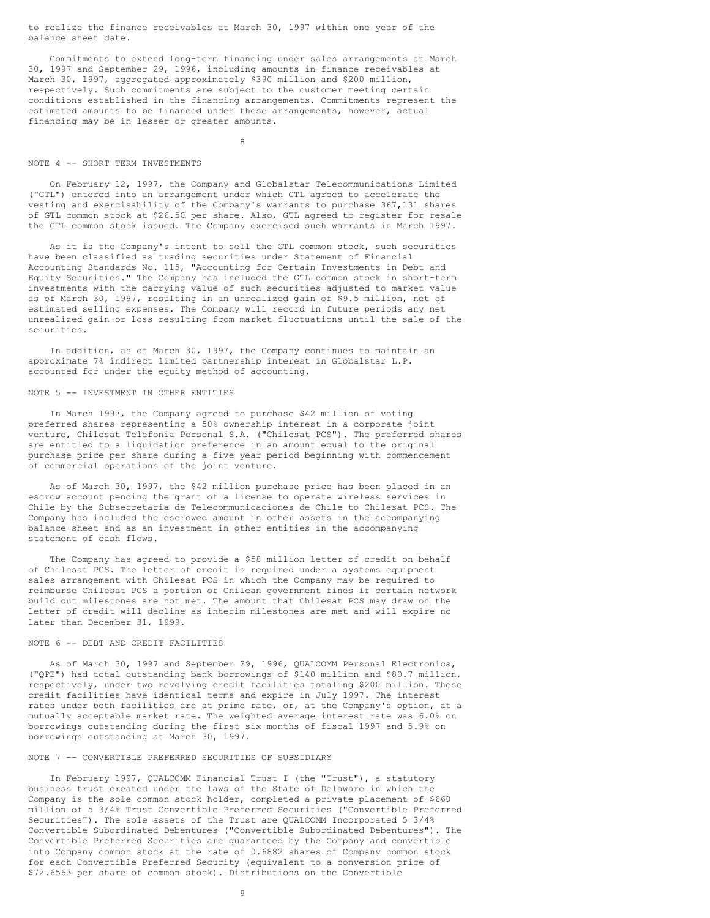to realize the finance receivables at March 30, 1997 within one year of the balance sheet date.

Commitments to extend long-term financing under sales arrangements at March 30, 1997 and September 29, 1996, including amounts in finance receivables at March 30, 1997, aggregated approximately $390 million and $200 million, respectively. Such commitments are subject to the customer meeting certain conditions established in the financing arrangements. Commitments represent the estimated amounts to be financed under these arrangements, however, actual financing may be in lesser or greater amounts.

NOTE 4 -- SHORT TERM INVESTMENTS

On February 12, 1997, the Company and Globalstar Telecommunications Limited ("GTL") entered into an arrangement under which GTL agreed to accelerate the vesting and exercisability of the Company's warrants to purchase 367,131 shares of GTL common stock at $26.50 per share. Also, GTL agreed to register for resale the GTL common stock issued. The Company exercised such warrants in March 1997.

As it is the Company's intent to sell the GTL common stock, such securities have been classified as trading securities under Statement of Financial Accounting Standards No. 115, "Accounting for Certain Investments in Debt and Equity Securities." The Company has included the GTL common stock in short-term investments with the carrying value of such securities adjusted to market value as of March 30, 1997, resulting in an unrealized gain of $9.5 million, net of estimated selling expenses. The Company will record in future periods any net unrealized gain or loss resulting from market fluctuations until the sale of the securities.

In addition, as of March 30, 1997, the Company continues to maintain an approximate 7% indirect limited partnership interest in Globalstar L.P. accounted for under the equity method of accounting.

NOTE 5 -- INVESTMENT IN OTHER ENTITIES

In March 1997, the Company agreed to purchase $42 million of voting preferred shares representing a 50% ownership interest in a corporate joint venture, Chilesat Telefonia Personal S.A. ("Chilesat PCS"). The preferred shares are entitled to a liquidation preference in an amount equal to the original purchase price per share during a five year period beginning with commencement of commercial operations of the joint venture.

As of March 30, 1997, the $42 million purchase price has been placed in an escrow account pending the grant of a license to operate wireless services in Chile by the Subsecretaria de Telecommunicaciones de Chile to Chilesat PCS. The Company has included the escrowed amount in other assets in the accompanying balance sheet and as an investment in other entities in the accompanying statement of cash flows.

The Company has agreed to provide a $58 million letter of credit on behalf of Chilesat PCS. The letter of credit is required under a systems equipment sales arrangement with Chilesat PCS in which the Company may be required to reimburse Chilesat PCS a portion of Chilean government fines if certain network build out milestones are not met. The amount that Chilesat PCS may draw on the letter of credit will decline as interim milestones are met and will expire no later than December 31, 1999.

NOTE 6 -- DEBT AND CREDIT FACILITIES

As of March 30, 1997 and September 29, 1996, QUALCOMM Personal Electronics, ("QPE") had total outstanding bank borrowings of $140 million and $80.7 million, respectively, under two revolving credit facilities totaling $200 million. These credit facilities have identical terms and expire in July 1997. The interest rates under both facilities are at prime rate, or, at the Company's option, at a mutually acceptable market rate. The weighted average interest rate was 6.0% on borrowings outstanding during the first six months of fiscal 1997 and 5.9% on borrowings outstanding at March 30, 1997.

NOTE 7 -- CONVERTIBLE PREFERRED SECURITIES OF SUBSIDIARY

In February 1997, QUALCOMM Financial Trust I (the "Trust"), a statutory business trust created under the laws of the State of Delaware in which the Company is the sole common stock holder, completed a private placement of $660 million of 5 3/4% Trust Convertible Preferred Securities ("Convertible Preferred Securities"). The sole assets of the Trust are QUALCOMM Incorporated 5 3/4% Convertible Subordinated Debentures ("Convertible Subordinated Debentures"). The Convertible Preferred Securities are guaranteed by the Company and convertible into Company common stock at the rate of 0.6882 shares of Company common stock for each Convertible Preferred Security (equivalent to a conversion price of $72.6563 per share of common stock). Distributions on the Convertible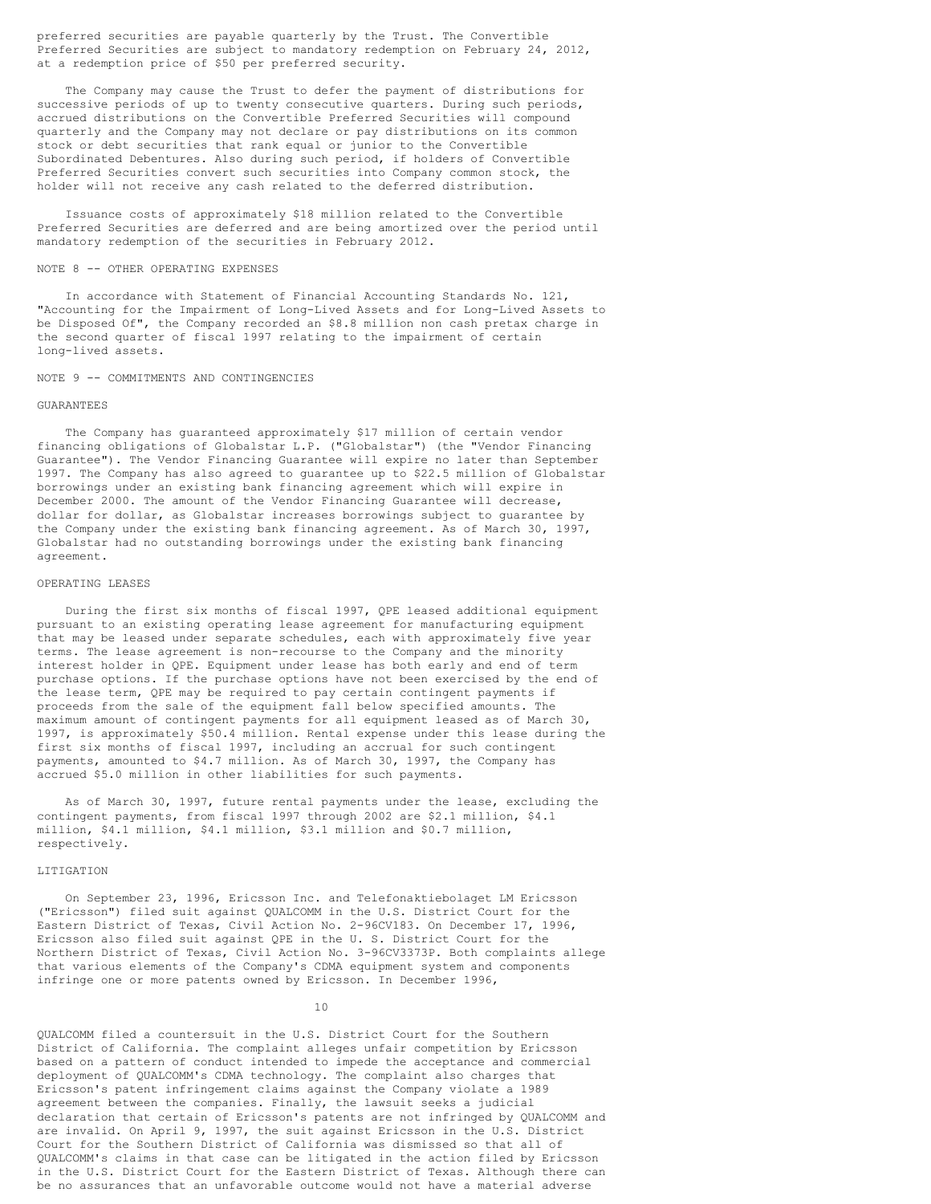preferred securities are payable quarterly by the Trust. The Convertible Preferred Securities are subject to mandatory redemption on February 24, 2012, at a redemption price of $50 per preferred security.

The Company may cause the Trust to defer the payment of distributions for successive periods of up to twenty consecutive quarters. During such periods, accrued distributions on the Convertible Preferred Securities will compound quarterly and the Company may not declare or pay distributions on its common stock or debt securities that rank equal or junior to the Convertible Subordinated Debentures. Also during such period, if holders of Convertible Preferred Securities convert such securities into Company common stock, the holder will not receive any cash related to the deferred distribution.

Issuance costs of approximately $18 million related to the Convertible Preferred Securities are deferred and are being amortized over the period until mandatory redemption of the securities in February 2012.

## NOTE 8 -- OTHER OPERATING EXPENSES

In accordance with Statement of Financial Accounting Standards No. 121, "Accounting for the Impairment of Long-Lived Assets and for Long-Lived Assets to be Disposed Of", the Company recorded an $8.8 million non cash pretax charge in the second quarter of fiscal 1997 relating to the impairment of certain long-lived assets.

## NOTE 9 -- COMMITMENTS AND CONTINGENCIES

### GUARANTEES

The Company has guaranteed approximately $17 million of certain vendor financing obligations of Globalstar L.P. ("Globalstar") (the "Vendor Financing Guarantee"). The Vendor Financing Guarantee will expire no later than September 1997. The Company has also agreed to guarantee up to $22.5 million of Globalstar borrowings under an existing bank financing agreement which will expire in December 2000. The amount of the Vendor Financing Guarantee will decrease, dollar for dollar, as Globalstar increases borrowings subject to guarantee by the Company under the existing bank financing agreement. As of March 30, 1997, Globalstar had no outstanding borrowings under the existing bank financing agreement.

### OPERATING LEASES

During the first six months of fiscal 1997, QPE leased additional equipment pursuant to an existing operating lease agreement for manufacturing equipment that may be leased under separate schedules, each with approximately five year terms. The lease agreement is non-recourse to the Company and the minority interest holder in QPE. Equipment under lease has both early and end of term purchase options. If the purchase options have not been exercised by the end of the lease term, QPE may be required to pay certain contingent payments if proceeds from the sale of the equipment fall below specified amounts. The maximum amount of contingent payments for all equipment leased as of March 30, 1997, is approximately $50.4 million. Rental expense under this lease during the first six months of fiscal 1997, including an accrual for such contingent payments, amounted to $4.7 million. As of March 30, 1997, the Company has accrued $5.0 million in other liabilities for such payments.

As of March 30, 1997, future rental payments under the lease, excluding the contingent payments, from fiscal 1997 through 2002 are $2.1 million, $4.1 million, $4.1 million, $4.1 million, $3.1 million and $0.7 million, respectively.

### LITIGATION

On September 23, 1996, Ericsson Inc. and Telefonaktiebolaget LM Ericsson ("Ericsson") filed suit against QUALCOMM in the U.S. District Court for the Eastern District of Texas, Civil Action No. 2-96CV183. On December 17, 1996, Ericsson also filed suit against QPE in the U. S. District Court for the Northern District of Texas, Civil Action No. 3-96CV3373P. Both complaints allege that various elements of the Company's CDMA equipment system and components infringe one or more patents owned by Ericsson. In December 1996, QUALCOMM filed a countersuit in the U.S. District Court for the Southern District of California. The complaint alleges unfair competition by Ericsson based on a pattern of conduct intended to impede the acceptance and commercial deployment of QUALCOMM's CDMA technology. The complaint also charges that Ericsson's patent infringement claims against the Company violate a 1989 agreement between the companies. Finally, the lawsuit seeks a judicial declaration that certain of Ericsson's patents are not infringed by QUALCOMM and are invalid. On April 9, 1997, the suit against Ericsson in the U.S. District Court for the Southern District of California was dismissed so that all of QUALCOMM's claims in that case can be litigated in the action filed by Ericsson in the U.S. District Court for the Eastern District of Texas. Although there can be no assurances that an unfavorable outcome would not have a material adverse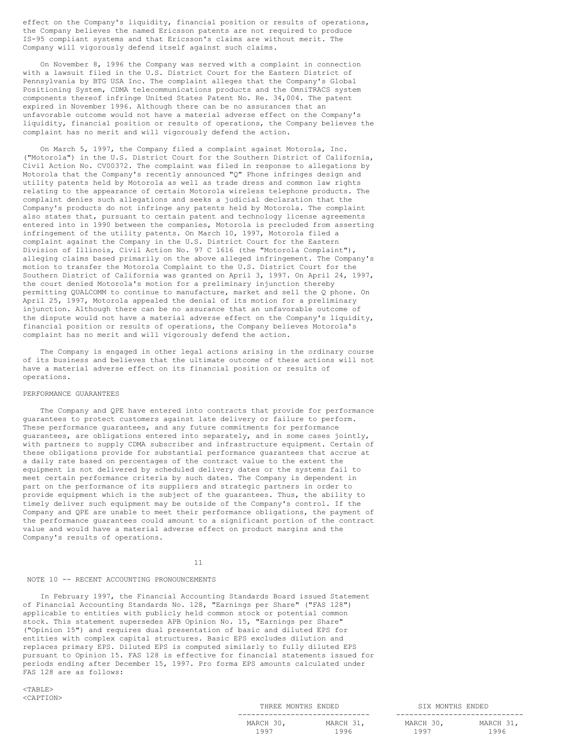effect on the Company's liquidity, financial position or results of operations, the Company believes the named Ericsson patents are not required to produce IS-95 compliant systems and that Ericsson's claims are without merit. The Company will vigorously defend itself against such claims.

On November 8, 1996 the Company was served with a complaint in connection with a lawsuit filed in the U.S. District Court for the Eastern District of Pennsylvania by BTG USA Inc. The complaint alleges that the Company's Global Positioning System, CDMA telecommunications products and the OmniTRACS system components thereof infringe United States Patent No. Re. 34,004. The patent expired in November 1996. Although there can be no assurances that an unfavorable outcome would not have a material adverse effect on the Company's liquidity, financial position or results of operations, the Company believes the complaint has no merit and will vigorously defend the action.

On March 5, 1997, the Company filed a complaint against Motorola, Inc. ("Motorola") in the U.S. District Court for the Southern District of California, Civil Action No. CV00372. The complaint was filed in response to allegations by Motorola that the Company's recently announced "Q" Phone infringes design and utility patents held by Motorola as well as trade dress and common law rights relating to the appearance of certain Motorola wireless telephone products. The complaint denies such allegations and seeks a judicial declaration that the Company's products do not infringe any patents held by Motorola. The complaint also states that, pursuant to certain patent and technology license agreements entered into in 1990 between the companies, Motorola is precluded from asserting infringement of the utility patents. On March 10, 1997, Motorola filed a complaint against the Company in the U.S. District Court for the Eastern Division of Illinois, Civil Action No. 97 C 1616 (the "Motorola Complaint"), alleging claims based primarily on the above alleged infringement. The Company's motion to transfer the Motorola Complaint to the U.S. District Court for the Southern District of California was granted on April 3, 1997. On April 24, 1997, the court denied Motorola's motion for a preliminary injunction thereby permitting QUALCOMM to continue to manufacture, market and sell the Q phone. On April 25, 1997, Motorola appealed the denial of its motion for a preliminary injunction. Although there can be no assurance that an unfavorable outcome of the dispute would not have a material adverse effect on the Company's liquidity, financial position or results of operations, the Company believes Motorola's complaint has no merit and will vigorously defend the action.

The Company is engaged in other legal actions arising in the ordinary course of its business and believes that the ultimate outcome of these actions will not have a material adverse effect on its financial position or results of operations.

PERFORMANCE GUARANTEES

The Company and QPE have entered into contracts that provide for performance guarantees to protect customers against late delivery or failure to perform. These performance guarantees, and any future commitments for performance guarantees, are obligations entered into separately, and in some cases jointly, with partners to supply CDMA subscriber and infrastructure equipment. Certain of these obligations provide for substantial performance guarantees that accrue at a daily rate based on percentages of the contract value to the extent the equipment is not delivered by scheduled delivery dates or the systems fail to meet certain performance criteria by such dates. The Company is dependent in part on the performance of its suppliers and strategic partners in order to provide equipment which is the subject of the guarantees. Thus, the ability to timely deliver such equipment may be outside of the Company's control. If the Company and QPE are unable to meet their performance obligations, the payment of the performance guarantees could amount to a significant portion of the contract value and would have a material adverse effect on product margins and the Company's results of operations.

NOTE 10 -- RECENT ACCOUNTING PRONOUNCEMENTS

In February 1997, the Financial Accounting Standards Board issued Statement of Financial Accounting Standards No. 128, "Earnings per Share" ("FAS 128") applicable to entities with publicly held common stock or potential common stock. This statement supersedes APB Opinion No. 15, "Earnings per Share" ("Opinion 15") and requires dual presentation of basic and diluted EPS for entities with complex capital structures. Basic EPS excludes dilution and replaces primary EPS. Diluted EPS is computed similarly to fully diluted EPS pursuant to Opinion 15. FAS 128 is effective for financial statements issued for periods ending after December 15, 1997. Pro forma EPS amounts calculated under FAS 128 are as follows:

| | THREE MONTHS ENDED | | SIX MONTHS ENDED | |
|---|---|---|---|---|
| | MARCH 30, 1997 | MARCH 31, 1996 | MARCH 30, 1997 | MARCH 31, 1996 |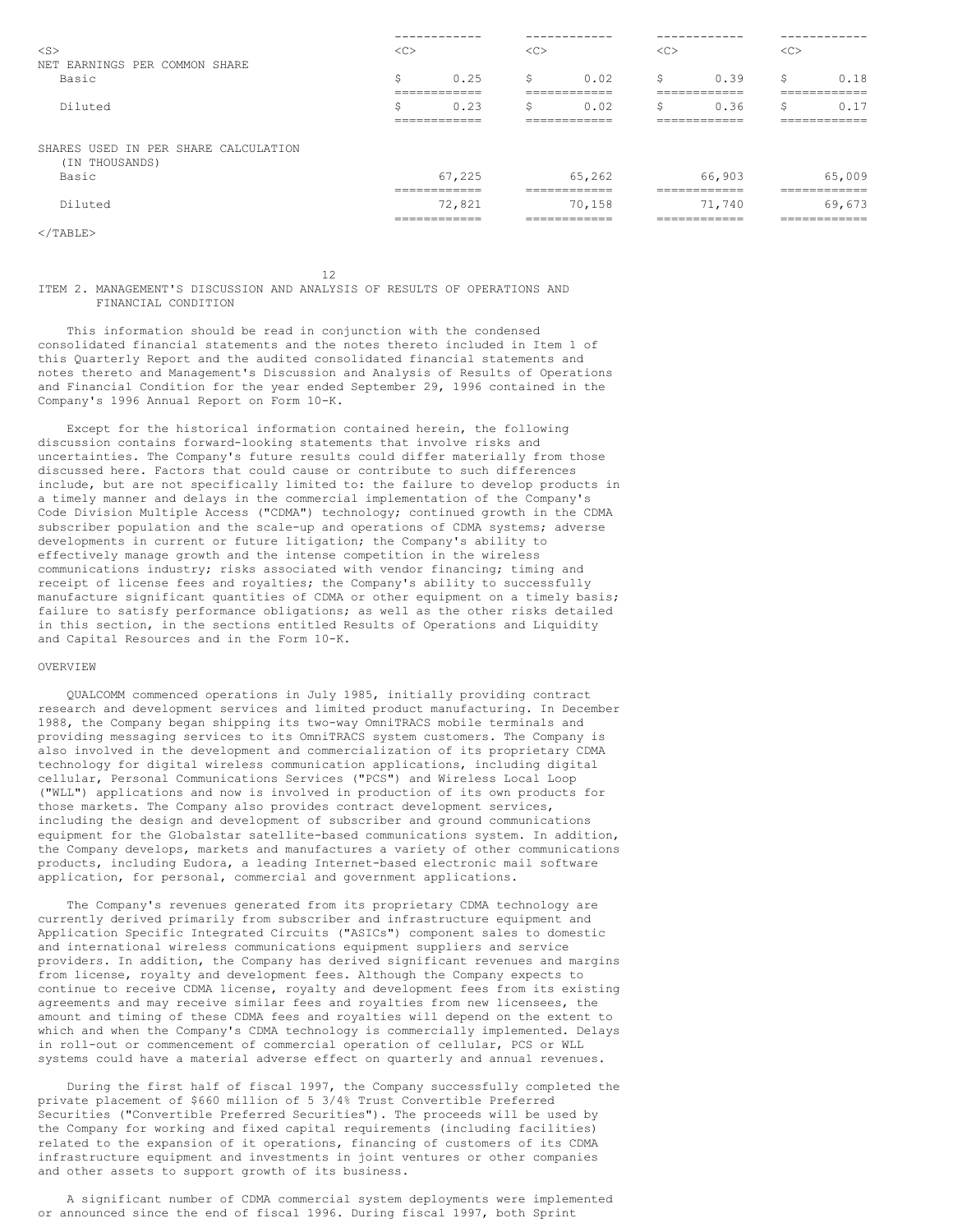| | | | | |
|---|---|---|---|---|
| NET EARNINGS PER COMMON SHARE | | | | |
| Basic | $ 0.25 | $ 0.02 | $ 0.39 | $ 0.18 |
| Diluted | $ 0.23 | $ 0.02 | $ 0.36 | $ 0.17 |
| SHARES USED IN PER SHARE CALCULATION (IN THOUSANDS) | | | | |
| Basic | 67,225 | 65,262 | 66,903 | 65,009 |
| Diluted | 72,821 | 70,158 | 71,740 | 69,673 |

## ITEM 2. MANAGEMENT'S DISCUSSION AND ANALYSIS OF RESULTS OF OPERATIONS AND FINANCIAL CONDITION

This information should be read in conjunction with the condensed consolidated financial statements and the notes thereto included in Item 1 of this Quarterly Report and the audited consolidated financial statements and notes thereto and Management's Discussion and Analysis of Results of Operations and Financial Condition for the year ended September 29, 1996 contained in the Company's 1996 Annual Report on Form 10-K.

Except for the historical information contained herein, the following discussion contains forward-looking statements that involve risks and uncertainties. The Company's future results could differ materially from those discussed here. Factors that could cause or contribute to such differences include, but are not specifically limited to: the failure to develop products in a timely manner and delays in the commercial implementation of the Company's Code Division Multiple Access ("CDMA") technology; continued growth in the CDMA subscriber population and the scale-up and operations of CDMA systems; adverse developments in current or future litigation; the Company's ability to effectively manage growth and the intense competition in the wireless communications industry; risks associated with vendor financing; timing and receipt of license fees and royalties; the Company's ability to successfully manufacture significant quantities of CDMA or other equipment on a timely basis; failure to satisfy performance obligations; as well as the other risks detailed in this section, in the sections entitled Results of Operations and Liquidity and Capital Resources and in the Form 10-K.

### OVERVIEW

QUALCOMM commenced operations in July 1985, initially providing contract research and development services and limited product manufacturing. In December 1988, the Company began shipping its two-way OmniTRACS mobile terminals and providing messaging services to its OmniTRACS system customers. The Company is also involved in the development and commercialization of its proprietary CDMA technology for digital wireless communication applications, including digital cellular, Personal Communications Services ("PCS") and Wireless Local Loop ("WLL") applications and now is involved in production of its own products for those markets. The Company also provides contract development services, including the design and development of subscriber and ground communications equipment for the Globalstar satellite-based communications system. In addition, the Company develops, markets and manufactures a variety of other communications products, including Eudora, a leading Internet-based electronic mail software application, for personal, commercial and government applications.

The Company's revenues generated from its proprietary CDMA technology are currently derived primarily from subscriber and infrastructure equipment and Application Specific Integrated Circuits ("ASICs") component sales to domestic and international wireless communications equipment suppliers and service providers. In addition, the Company has derived significant revenues and margins from license, royalty and development fees. Although the Company expects to continue to receive CDMA license, royalty and development fees from its existing agreements and may receive similar fees and royalties from new licensees, the amount and timing of these CDMA fees and royalties will depend on the extent to which and when the Company's CDMA technology is commercially implemented. Delays in roll-out or commencement of commercial operation of cellular, PCS or WLL systems could have a material adverse effect on quarterly and annual revenues.

During the first half of fiscal 1997, the Company successfully completed the private placement of $660 million of 5 3/4% Trust Convertible Preferred Securities ("Convertible Preferred Securities"). The proceeds will be used by the Company for working and fixed capital requirements (including facilities) related to the expansion of it operations, financing of customers of its CDMA infrastructure equipment and investments in joint ventures or other companies and other assets to support growth of its business.

A significant number of CDMA commercial system deployments were implemented or announced since the end of fiscal 1996. During fiscal 1997, both Sprint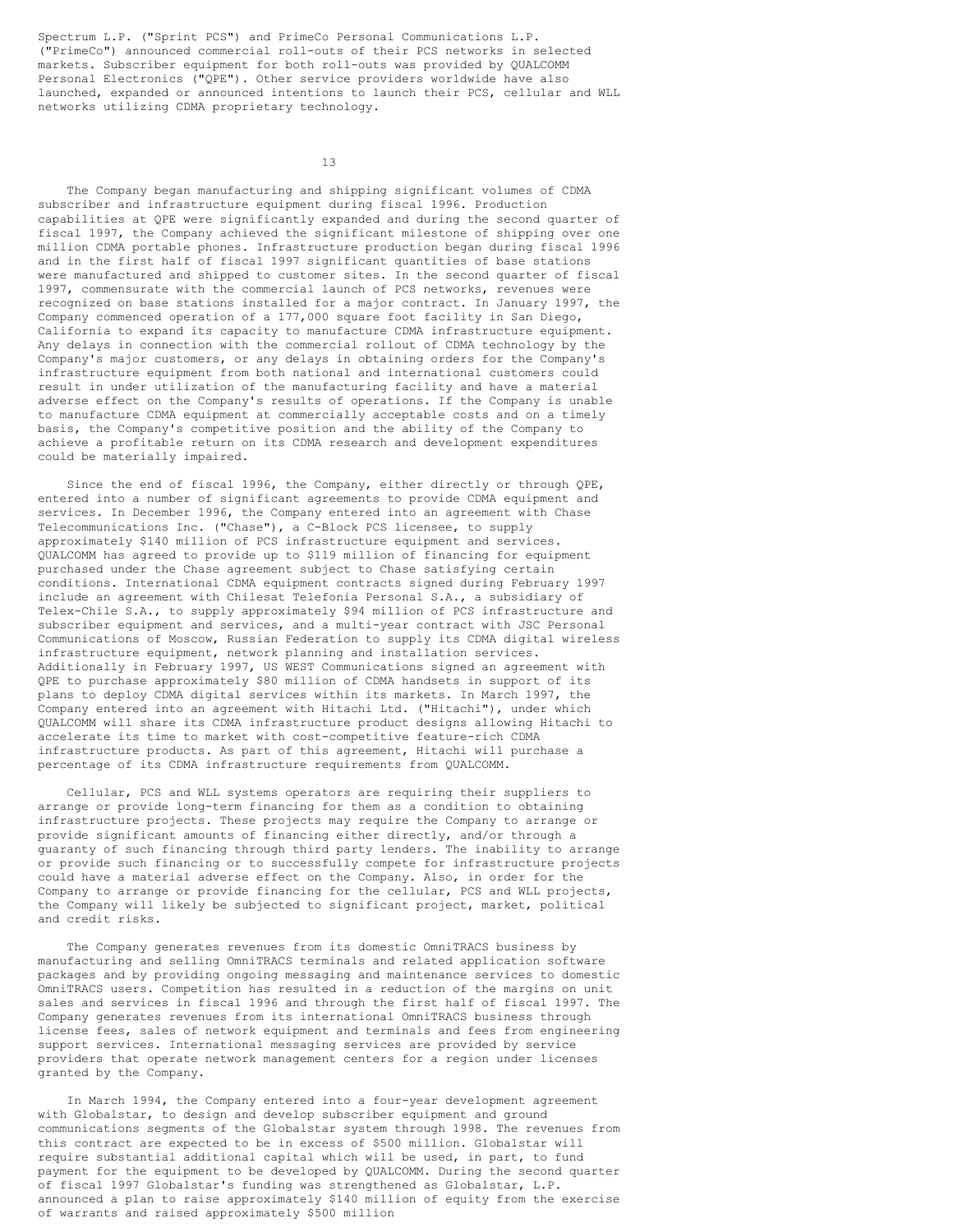Spectrum L.P. ("Sprint PCS") and PrimeCo Personal Communications L.P. ("PrimeCo") announced commercial roll-outs of their PCS networks in selected markets. Subscriber equipment for both roll-outs was provided by QUALCOMM Personal Electronics ("QPE"). Other service providers worldwide have also launched, expanded or announced intentions to launch their PCS, cellular and WLL networks utilizing CDMA proprietary technology.

The Company began manufacturing and shipping significant volumes of CDMA subscriber and infrastructure equipment during fiscal 1996. Production capabilities at QPE were significantly expanded and during the second quarter of fiscal 1997, the Company achieved the significant milestone of shipping over one million CDMA portable phones. Infrastructure production began during fiscal 1996 and in the first half of fiscal 1997 significant quantities of base stations were manufactured and shipped to customer sites. In the second quarter of fiscal 1997, commensurate with the commercial launch of PCS networks, revenues were recognized on base stations installed for a major contract. In January 1997, the Company commenced operation of a 177,000 square foot facility in San Diego, California to expand its capacity to manufacture CDMA infrastructure equipment. Any delays in connection with the commercial rollout of CDMA technology by the Company's major customers, or any delays in obtaining orders for the Company's infrastructure equipment from both national and international customers could result in under utilization of the manufacturing facility and have a material adverse effect on the Company's results of operations. If the Company is unable to manufacture CDMA equipment at commercially acceptable costs and on a timely basis, the Company's competitive position and the ability of the Company to achieve a profitable return on its CDMA research and development expenditures could be materially impaired.

Since the end of fiscal 1996, the Company, either directly or through QPE, entered into a number of significant agreements to provide CDMA equipment and services. In December 1996, the Company entered into an agreement with Chase Telecommunications Inc. ("Chase"), a C-Block PCS licensee, to supply approximately $140 million of PCS infrastructure equipment and services. QUALCOMM has agreed to provide up to $119 million of financing for equipment purchased under the Chase agreement subject to Chase satisfying certain conditions. International CDMA equipment contracts signed during February 1997 include an agreement with Chilesat Telefonia Personal S.A., a subsidiary of Telex-Chile S.A., to supply approximately $94 million of PCS infrastructure and subscriber equipment and services, and a multi-year contract with JSC Personal Communications of Moscow, Russian Federation to supply its CDMA digital wireless infrastructure equipment, network planning and installation services. Additionally in February 1997, US WEST Communications signed an agreement with QPE to purchase approximately $80 million of CDMA handsets in support of its plans to deploy CDMA digital services within its markets. In March 1997, the Company entered into an agreement with Hitachi Ltd. ("Hitachi"), under which QUALCOMM will share its CDMA infrastructure product designs allowing Hitachi to accelerate its time to market with cost-competitive feature-rich CDMA infrastructure products. As part of this agreement, Hitachi will purchase a percentage of its CDMA infrastructure requirements from QUALCOMM.

Cellular, PCS and WLL systems operators are requiring their suppliers to arrange or provide long-term financing for them as a condition to obtaining infrastructure projects. These projects may require the Company to arrange or provide significant amounts of financing either directly, and/or through a guaranty of such financing through third party lenders. The inability to arrange or provide such financing or to successfully compete for infrastructure projects could have a material adverse effect on the Company. Also, in order for the Company to arrange or provide financing for the cellular, PCS and WLL projects, the Company will likely be subjected to significant project, market, political and credit risks.

The Company generates revenues from its domestic OmniTRACS business by manufacturing and selling OmniTRACS terminals and related application software packages and by providing ongoing messaging and maintenance services to domestic OmniTRACS users. Competition has resulted in a reduction of the margins on unit sales and services in fiscal 1996 and through the first half of fiscal 1997. The Company generates revenues from its international OmniTRACS business through license fees, sales of network equipment and terminals and fees from engineering support services. International messaging services are provided by service providers that operate network management centers for a region under licenses granted by the Company.

In March 1994, the Company entered into a four-year development agreement with Globalstar, to design and develop subscriber equipment and ground communications segments of the Globalstar system through 1998. The revenues from this contract are expected to be in excess of $500 million. Globalstar will require substantial additional capital which will be used, in part, to fund payment for the equipment to be developed by QUALCOMM. During the second quarter of fiscal 1997 Globalstar's funding was strengthened as Globalstar, L.P. announced a plan to raise approximately $140 million of equity from the exercise of warrants and raised approximately $500 million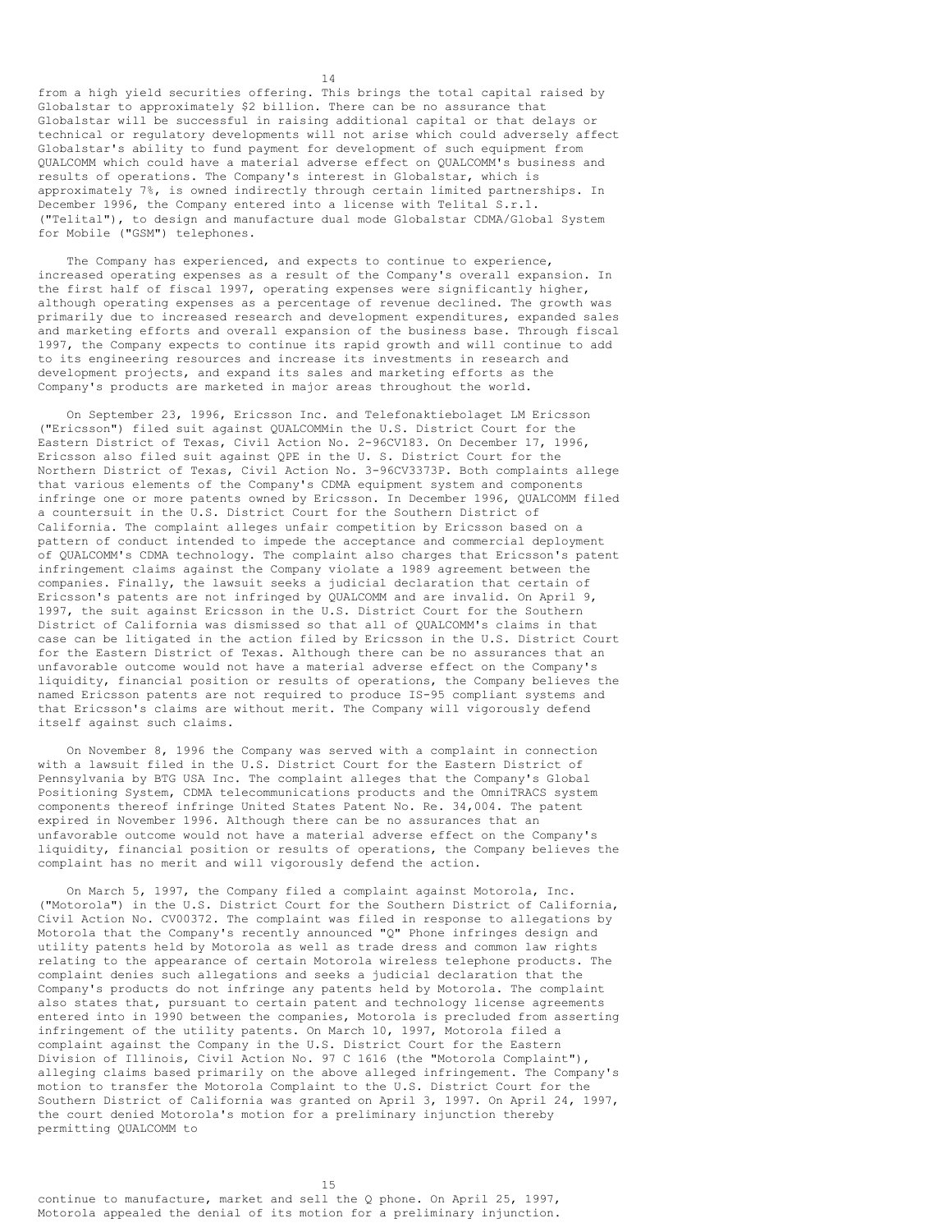from a high yield securities offering. This brings the total capital raised by Globalstar to approximately $2 billion. There can be no assurance that Globalstar will be successful in raising additional capital or that delays or technical or regulatory developments will not arise which could adversely affect Globalstar's ability to fund payment for development of such equipment from QUALCOMM which could have a material adverse effect on QUALCOMM's business and results of operations. The Company's interest in Globalstar, which is approximately 7%, is owned indirectly through certain limited partnerships. In December 1996, the Company entered into a license with Telital S.r.l. ("Telital"), to design and manufacture dual mode Globalstar CDMA/Global System for Mobile ("GSM") telephones.

The Company has experienced, and expects to continue to experience, increased operating expenses as a result of the Company's overall expansion. In the first half of fiscal 1997, operating expenses were significantly higher, although operating expenses as a percentage of revenue declined. The growth was primarily due to increased research and development expenditures, expanded sales and marketing efforts and overall expansion of the business base. Through fiscal 1997, the Company expects to continue its rapid growth and will continue to add to its engineering resources and increase its investments in research and development projects, and expand its sales and marketing efforts as the Company's products are marketed in major areas throughout the world.

On September 23, 1996, Ericsson Inc. and Telefonaktiebolaget LM Ericsson ("Ericsson") filed suit against QUALCOMMin the U.S. District Court for the Eastern District of Texas, Civil Action No. 2-96CV183. On December 17, 1996, Ericsson also filed suit against QPE in the U. S. District Court for the Northern District of Texas, Civil Action No. 3-96CV3373P. Both complaints allege that various elements of the Company's CDMA equipment system and components infringe one or more patents owned by Ericsson. In December 1996, QUALCOMM filed a countersuit in the U.S. District Court for the Southern District of California. The complaint alleges unfair competition by Ericsson based on a pattern of conduct intended to impede the acceptance and commercial deployment of QUALCOMM's CDMA technology. The complaint also charges that Ericsson's patent infringement claims against the Company violate a 1989 agreement between the companies. Finally, the lawsuit seeks a judicial declaration that certain of Ericsson's patents are not infringed by QUALCOMM and are invalid. On April 9, 1997, the suit against Ericsson in the U.S. District Court for the Southern District of California was dismissed so that all of QUALCOMM's claims in that case can be litigated in the action filed by Ericsson in the U.S. District Court for the Eastern District of Texas. Although there can be no assurances that an unfavorable outcome would not have a material adverse effect on the Company's liquidity, financial position or results of operations, the Company believes the named Ericsson patents are not required to produce IS-95 compliant systems and that Ericsson's claims are without merit. The Company will vigorously defend itself against such claims.

On November 8, 1996 the Company was served with a complaint in connection with a lawsuit filed in the U.S. District Court for the Eastern District of Pennsylvania by BTG USA Inc. The complaint alleges that the Company's Global Positioning System, CDMA telecommunications products and the OmniTRACS system components thereof infringe United States Patent No. Re. 34,004. The patent expired in November 1996. Although there can be no assurances that an unfavorable outcome would not have a material adverse effect on the Company's liquidity, financial position or results of operations, the Company believes the complaint has no merit and will vigorously defend the action.

On March 5, 1997, the Company filed a complaint against Motorola, Inc. ("Motorola") in the U.S. District Court for the Southern District of California, Civil Action No. CV00372. The complaint was filed in response to allegations by Motorola that the Company's recently announced "Q" Phone infringes design and utility patents held by Motorola as well as trade dress and common law rights relating to the appearance of certain Motorola wireless telephone products. The complaint denies such allegations and seeks a judicial declaration that the Company's products do not infringe any patents held by Motorola. The complaint also states that, pursuant to certain patent and technology license agreements entered into in 1990 between the companies, Motorola is precluded from asserting infringement of the utility patents. On March 10, 1997, Motorola filed a complaint against the Company in the U.S. District Court for the Eastern Division of Illinois, Civil Action No. 97 C 1616 (the "Motorola Complaint"), alleging claims based primarily on the above alleged infringement. The Company's motion to transfer the Motorola Complaint to the U.S. District Court for the Southern District of California was granted on April 3, 1997. On April 24, 1997, the court denied Motorola's motion for a preliminary injunction thereby permitting QUALCOMM to continue to manufacture, market and sell the Q phone. On April 25, 1997, Motorola appealed the denial of its motion for a preliminary injunction.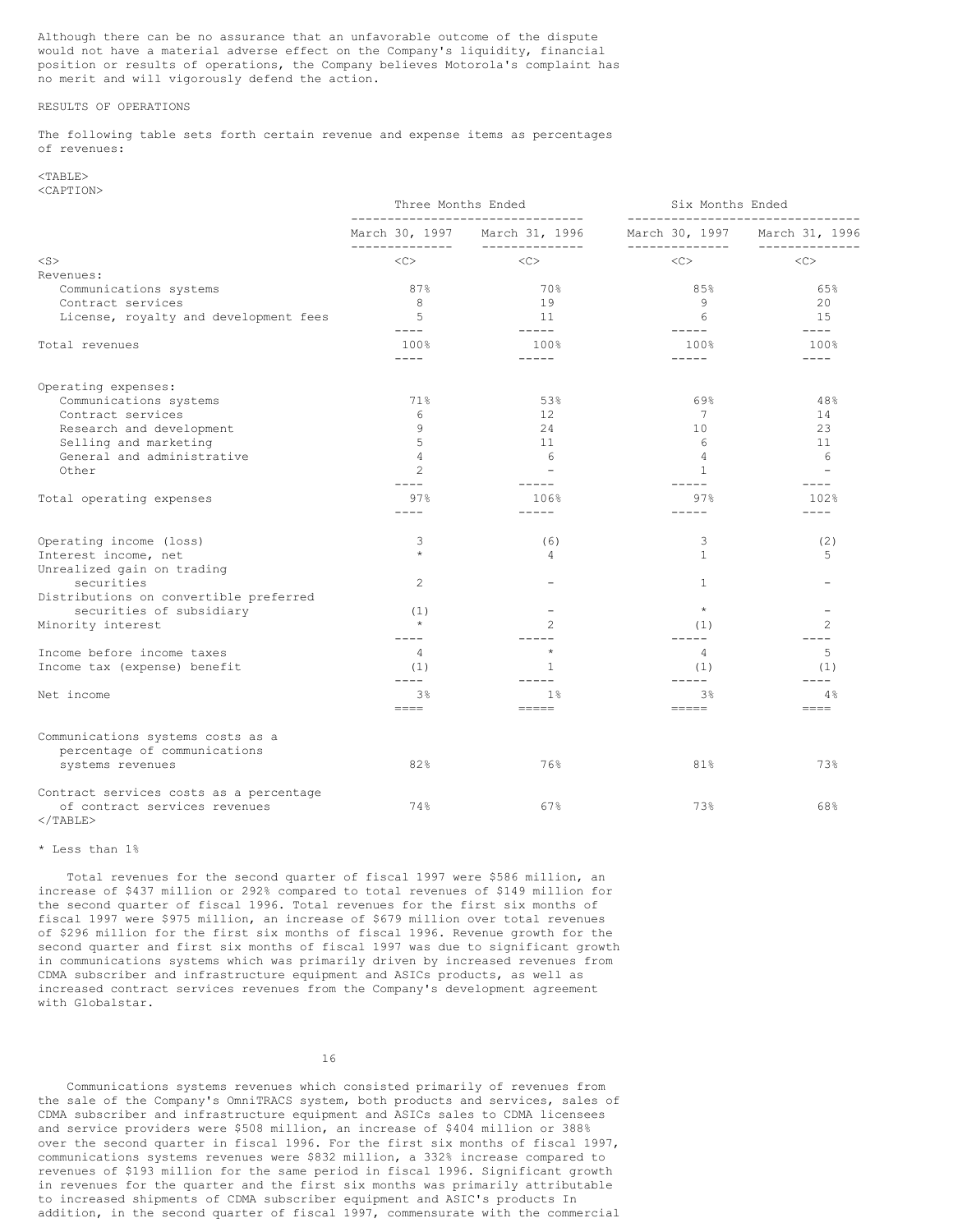Although there can be no assurance that an unfavorable outcome of the dispute would not have a material adverse effect on the Company's liquidity, financial position or results of operations, the Company believes Motorola's complaint has no merit and will vigorously defend the action.

RESULTS OF OPERATIONS

The following table sets forth certain revenue and expense items as percentages of revenues:

| | Three Months Ended | | Six Months Ended | |
|---|---|---|---|---|
| | March 30, 1997 | March 31, 1996 | March 30, 1997 | March 31, 1996 |
| Revenues: | | | | |
| Communications systems | 87% | 70% | 85% | 65% |
| Contract services | 8 | 19 | 9 | 20 |
| License, royalty and development fees | 5 | 11 | 6 | 15 |
| Total revenues | 100% | 100% | 100% | 100% |
| Operating expenses: | | | | |
| Communications systems | 71% | 53% | 69% | 48% |
| Contract services | 6 | 12 | 7 | 14 |
| Research and development | 9 | 24 | 10 | 23 |
| Selling and marketing | 5 | 11 | 6 | 11 |
| General and administrative | 4 | 6 | 4 | 6 |
| Other | 2 | - | 1 | - |
| Total operating expenses | 97% | 106% | 97% | 102% |
| Operating income (loss) | 3 | (6) | 3 | (2) |
| Interest income, net | * | 4 | 1 | 5 |
| Unrealized gain on trading securities | 2 | - | 1 | - |
| Distributions on convertible preferred securities of subsidiary | (1) | - | * | - |
| Minority interest | * | 2 | (1) | 2 |
| Income before income taxes | 4 | * | 4 | 5 |
| Income tax (expense) benefit | (1) | 1 | (1) | (1) |
| Net income | 3% | 1% | 3% | 4% |
| Communications systems costs as a percentage of communications systems revenues | 82% | 76% | 81% | 73% |
| Contract services costs as a percentage of contract services revenues | 74% | 67% | 73% | 68% |

* Less than 1%

Total revenues for the second quarter of fiscal 1997 were $586 million, an increase of $437 million or 292% compared to total revenues of $149 million for the second quarter of fiscal 1996. Total revenues for the first six months of fiscal 1997 were $975 million, an increase of $679 million over total revenues of $296 million for the first six months of fiscal 1996. Revenue growth for the second quarter and first six months of fiscal 1997 was due to significant growth in communications systems which was primarily driven by increased revenues from CDMA subscriber and infrastructure equipment and ASICs products, as well as increased contract services revenues from the Company's development agreement with Globalstar.

Communications systems revenues which consisted primarily of revenues from the sale of the Company's OmniTRACS system, both products and services, sales of CDMA subscriber and infrastructure equipment and ASICs sales to CDMA licensees and service providers were $508 million, an increase of $404 million or 388% over the second quarter in fiscal 1996. For the first six months of fiscal 1997, communications systems revenues were $832 million, a 332% increase compared to revenues of $193 million for the same period in fiscal 1996. Significant growth in revenues for the quarter and the first six months was primarily attributable to increased shipments of CDMA subscriber equipment and ASIC's products In addition, in the second quarter of fiscal 1997, commensurate with the commercial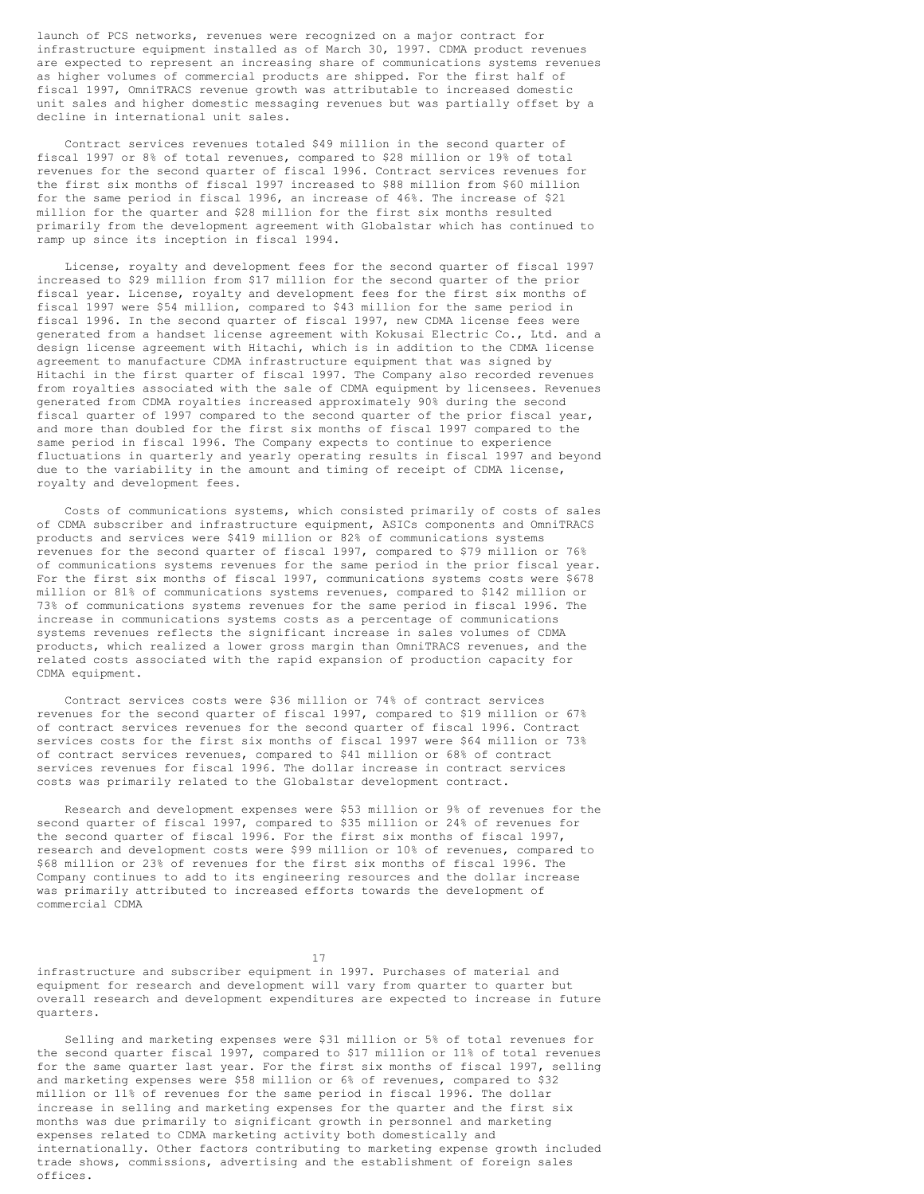launch of PCS networks, revenues were recognized on a major contract for infrastructure equipment installed as of March 30, 1997. CDMA product revenues are expected to represent an increasing share of communications systems revenues as higher volumes of commercial products are shipped. For the first half of fiscal 1997, OmniTRACS revenue growth was attributable to increased domestic unit sales and higher domestic messaging revenues but was partially offset by a decline in international unit sales.

Contract services revenues totaled $49 million in the second quarter of fiscal 1997 or 8% of total revenues, compared to $28 million or 19% of total revenues for the second quarter of fiscal 1996. Contract services revenues for the first six months of fiscal 1997 increased to $88 million from $60 million for the same period in fiscal 1996, an increase of 46%. The increase of $21 million for the quarter and $28 million for the first six months resulted primarily from the development agreement with Globalstar which has continued to ramp up since its inception in fiscal 1994.

License, royalty and development fees for the second quarter of fiscal 1997 increased to $29 million from $17 million for the second quarter of the prior fiscal year. License, royalty and development fees for the first six months of fiscal 1997 were $54 million, compared to $43 million for the same period in fiscal 1996. In the second quarter of fiscal 1997, new CDMA license fees were generated from a handset license agreement with Kokusai Electric Co., Ltd. and a design license agreement with Hitachi, which is in addition to the CDMA license agreement to manufacture CDMA infrastructure equipment that was signed by Hitachi in the first quarter of fiscal 1997. The Company also recorded revenues from royalties associated with the sale of CDMA equipment by licensees. Revenues generated from CDMA royalties increased approximately 90% during the second fiscal quarter of 1997 compared to the second quarter of the prior fiscal year, and more than doubled for the first six months of fiscal 1997 compared to the same period in fiscal 1996. The Company expects to continue to experience fluctuations in quarterly and yearly operating results in fiscal 1997 and beyond due to the variability in the amount and timing of receipt of CDMA license, royalty and development fees.

Costs of communications systems, which consisted primarily of costs of sales of CDMA subscriber and infrastructure equipment, ASICs components and OmniTRACS products and services were $419 million or 82% of communications systems revenues for the second quarter of fiscal 1997, compared to $79 million or 76% of communications systems revenues for the same period in the prior fiscal year. For the first six months of fiscal 1997, communications systems costs were $678 million or 81% of communications systems revenues, compared to $142 million or 73% of communications systems revenues for the same period in fiscal 1996. The increase in communications systems costs as a percentage of communications systems revenues reflects the significant increase in sales volumes of CDMA products, which realized a lower gross margin than OmniTRACS revenues, and the related costs associated with the rapid expansion of production capacity for CDMA equipment.

Contract services costs were $36 million or 74% of contract services revenues for the second quarter of fiscal 1997, compared to $19 million or 67% of contract services revenues for the second quarter of fiscal 1996. Contract services costs for the first six months of fiscal 1997 were $64 million or 73% of contract services revenues, compared to $41 million or 68% of contract services revenues for fiscal 1996. The dollar increase in contract services costs was primarily related to the Globalstar development contract.

Research and development expenses were $53 million or 9% of revenues for the second quarter of fiscal 1997, compared to $35 million or 24% of revenues for the second quarter of fiscal 1996. For the first six months of fiscal 1997, research and development costs were $99 million or 10% of revenues, compared to $68 million or 23% of revenues for the first six months of fiscal 1996. The Company continues to add to its engineering resources and the dollar increase was primarily attributed to increased efforts towards the development of commercial CDMA infrastructure and subscriber equipment in 1997. Purchases of material and equipment for research and development will vary from quarter to quarter but overall research and development expenditures are expected to increase in future quarters.

Selling and marketing expenses were $31 million or 5% of total revenues for the second quarter fiscal 1997, compared to $17 million or 11% of total revenues for the same quarter last year. For the first six months of fiscal 1997, selling and marketing expenses were $58 million or 6% of revenues, compared to $32 million or 11% of revenues for the same period in fiscal 1996. The dollar increase in selling and marketing expenses for the quarter and the first six months was due primarily to significant growth in personnel and marketing expenses related to CDMA marketing activity both domestically and internationally. Other factors contributing to marketing expense growth included trade shows, commissions, advertising and the establishment of foreign sales offices.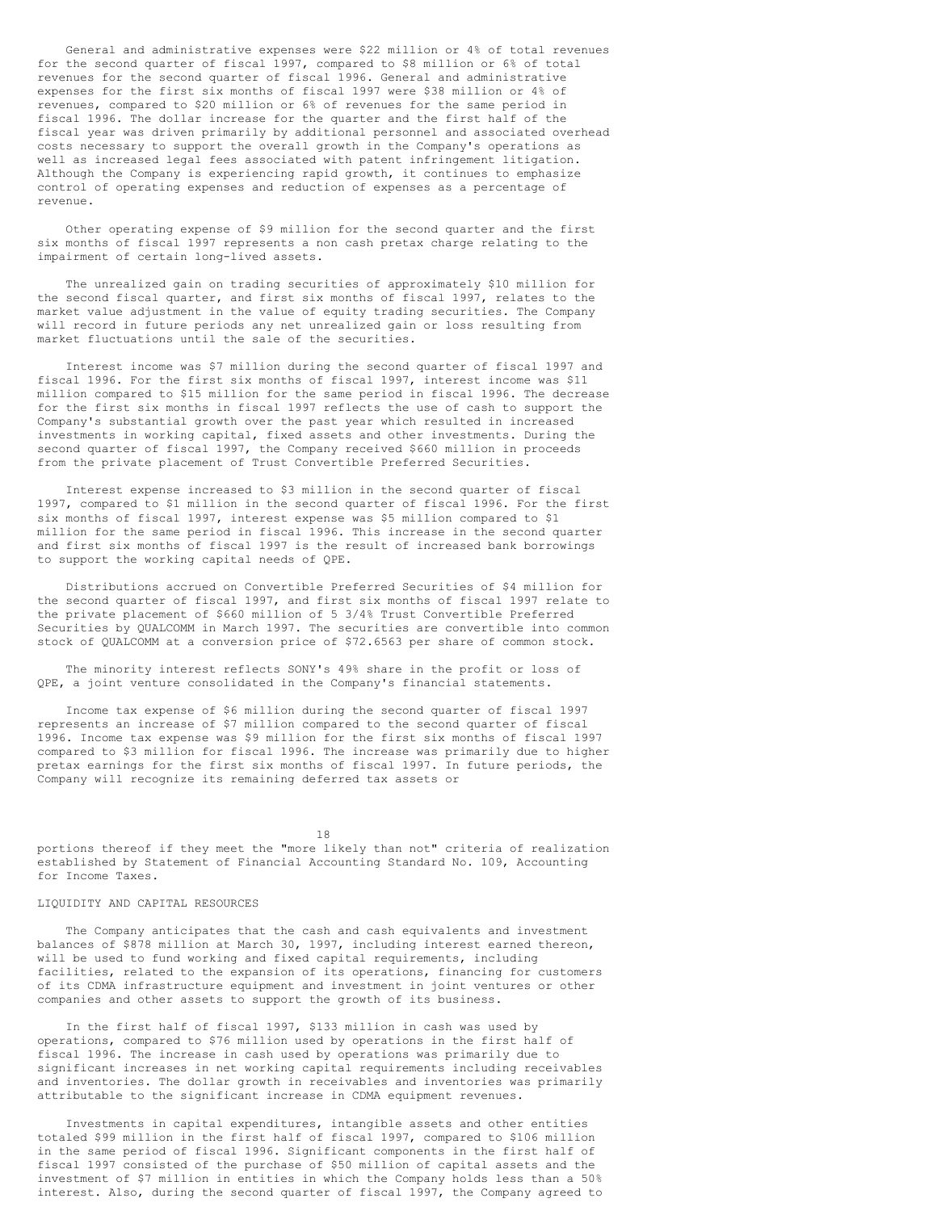General and administrative expenses were $22 million or 4% of total revenues for the second quarter of fiscal 1997, compared to $8 million or 6% of total revenues for the second quarter of fiscal 1996. General and administrative expenses for the first six months of fiscal 1997 were $38 million or 4% of revenues, compared to $20 million or 6% of revenues for the same period in fiscal 1996. The dollar increase for the quarter and the first half of the fiscal year was driven primarily by additional personnel and associated overhead costs necessary to support the overall growth in the Company's operations as well as increased legal fees associated with patent infringement litigation. Although the Company is experiencing rapid growth, it continues to emphasize control of operating expenses and reduction of expenses as a percentage of revenue.

Other operating expense of $9 million for the second quarter and the first six months of fiscal 1997 represents a non cash pretax charge relating to the impairment of certain long-lived assets.

The unrealized gain on trading securities of approximately $10 million for the second fiscal quarter, and first six months of fiscal 1997, relates to the market value adjustment in the value of equity trading securities. The Company will record in future periods any net unrealized gain or loss resulting from market fluctuations until the sale of the securities.

Interest income was $7 million during the second quarter of fiscal 1997 and fiscal 1996. For the first six months of fiscal 1997, interest income was $11 million compared to $15 million for the same period in fiscal 1996. The decrease for the first six months in fiscal 1997 reflects the use of cash to support the Company's substantial growth over the past year which resulted in increased investments in working capital, fixed assets and other investments. During the second quarter of fiscal 1997, the Company received $660 million in proceeds from the private placement of Trust Convertible Preferred Securities.

Interest expense increased to $3 million in the second quarter of fiscal 1997, compared to $1 million in the second quarter of fiscal 1996. For the first six months of fiscal 1997, interest expense was $5 million compared to $1 million for the same period in fiscal 1996. This increase in the second quarter and first six months of fiscal 1997 is the result of increased bank borrowings to support the working capital needs of QPE.

Distributions accrued on Convertible Preferred Securities of $4 million for the second quarter of fiscal 1997, and first six months of fiscal 1997 relate to the private placement of $660 million of 5 3/4% Trust Convertible Preferred Securities by QUALCOMM in March 1997. The securities are convertible into common stock of QUALCOMM at a conversion price of $72.6563 per share of common stock.

The minority interest reflects SONY's 49% share in the profit or loss of QPE, a joint venture consolidated in the Company's financial statements.

Income tax expense of $6 million during the second quarter of fiscal 1997 represents an increase of $7 million compared to the second quarter of fiscal 1996. Income tax expense was $9 million for the first six months of fiscal 1997 compared to $3 million for fiscal 1996. The increase was primarily due to higher pretax earnings for the first six months of fiscal 1997. In future periods, the Company will recognize its remaining deferred tax assets or portions thereof if they meet the "more likely than not" criteria of realization established by Statement of Financial Accounting Standard No. 109, Accounting for Income Taxes.

## LIQUIDITY AND CAPITAL RESOURCES

The Company anticipates that the cash and cash equivalents and investment balances of $878 million at March 30, 1997, including interest earned thereon, will be used to fund working and fixed capital requirements, including facilities, related to the expansion of its operations, financing for customers of its CDMA infrastructure equipment and investment in joint ventures or other companies and other assets to support the growth of its business.

In the first half of fiscal 1997, $133 million in cash was used by operations, compared to $76 million used by operations in the first half of fiscal 1996. The increase in cash used by operations was primarily due to significant increases in net working capital requirements including receivables and inventories. The dollar growth in receivables and inventories was primarily attributable to the significant increase in CDMA equipment revenues.

Investments in capital expenditures, intangible assets and other entities totaled $99 million in the first half of fiscal 1997, compared to $106 million in the same period of fiscal 1996. Significant components in the first half of fiscal 1997 consisted of the purchase of $50 million of capital assets and the investment of $7 million in entities in which the Company holds less than a 50% interest. Also, during the second quarter of fiscal 1997, the Company agreed to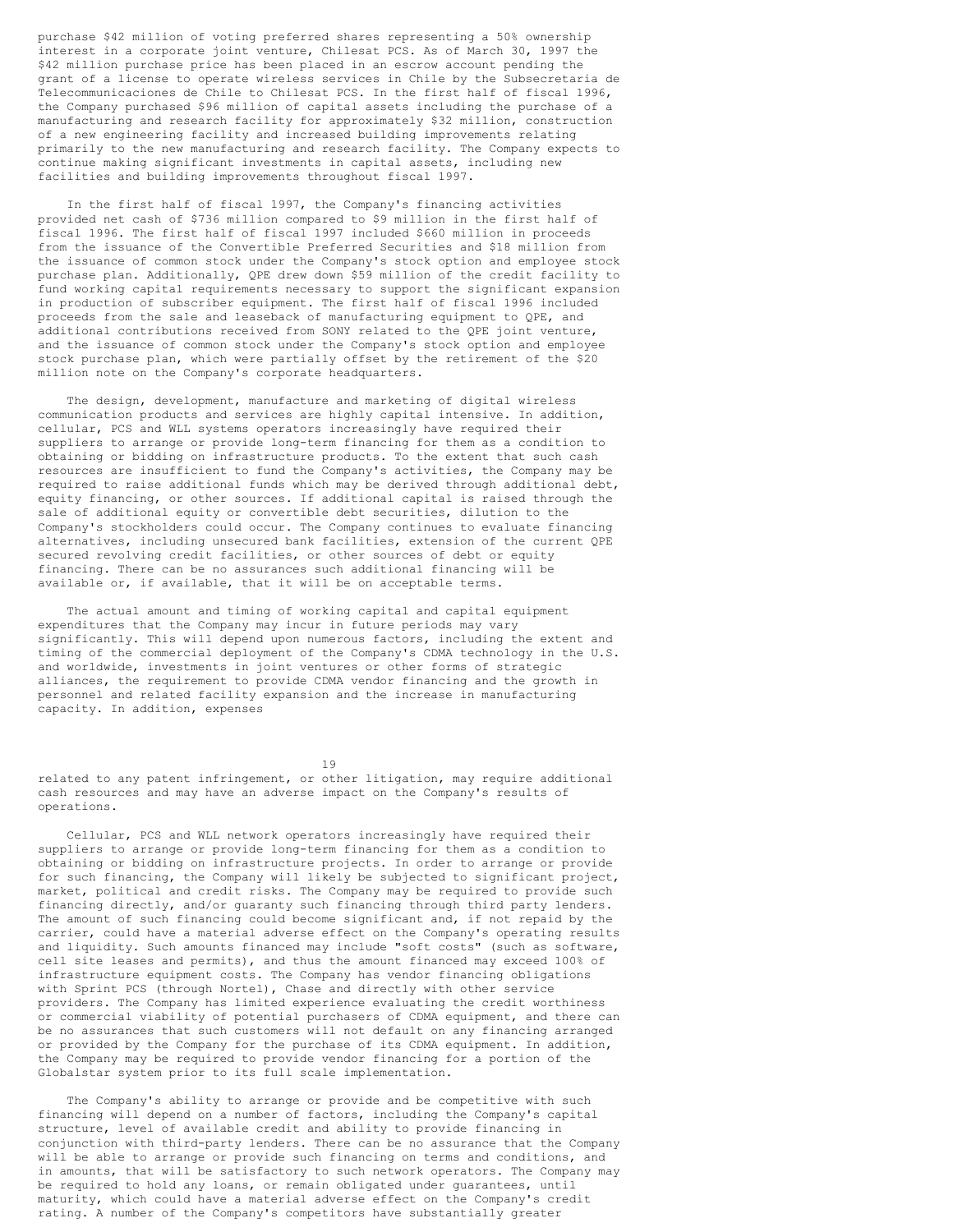purchase $42 million of voting preferred shares representing a 50% ownership interest in a corporate joint venture, Chilesat PCS. As of March 30, 1997 the $42 million purchase price has been placed in an escrow account pending the grant of a license to operate wireless services in Chile by the Subsecretaria de Telecommunicaciones de Chile to Chilesat PCS. In the first half of fiscal 1996, the Company purchased $96 million of capital assets including the purchase of a manufacturing and research facility for approximately $32 million, construction of a new engineering facility and increased building improvements relating primarily to the new manufacturing and research facility. The Company expects to continue making significant investments in capital assets, including new facilities and building improvements throughout fiscal 1997.

In the first half of fiscal 1997, the Company's financing activities provided net cash of $736 million compared to $9 million in the first half of fiscal 1996. The first half of fiscal 1997 included $660 million in proceeds from the issuance of the Convertible Preferred Securities and $18 million from the issuance of common stock under the Company's stock option and employee stock purchase plan. Additionally, QPE drew down $59 million of the credit facility to fund working capital requirements necessary to support the significant expansion in production of subscriber equipment. The first half of fiscal 1996 included proceeds from the sale and leaseback of manufacturing equipment to QPE, and additional contributions received from SONY related to the QPE joint venture, and the issuance of common stock under the Company's stock option and employee stock purchase plan, which were partially offset by the retirement of the $20 million note on the Company's corporate headquarters.

The design, development, manufacture and marketing of digital wireless communication products and services are highly capital intensive. In addition, cellular, PCS and WLL systems operators increasingly have required their suppliers to arrange or provide long-term financing for them as a condition to obtaining or bidding on infrastructure products. To the extent that such cash resources are insufficient to fund the Company's activities, the Company may be required to raise additional funds which may be derived through additional debt, equity financing, or other sources. If additional capital is raised through the sale of additional equity or convertible debt securities, dilution to the Company's stockholders could occur. The Company continues to evaluate financing alternatives, including unsecured bank facilities, extension of the current QPE secured revolving credit facilities, or other sources of debt or equity financing. There can be no assurances such additional financing will be available or, if available, that it will be on acceptable terms.

The actual amount and timing of working capital and capital equipment expenditures that the Company may incur in future periods may vary significantly. This will depend upon numerous factors, including the extent and timing of the commercial deployment of the Company's CDMA technology in the U.S. and worldwide, investments in joint ventures or other forms of strategic alliances, the requirement to provide CDMA vendor financing and the growth in personnel and related facility expansion and the increase in manufacturing capacity. In addition, expenses related to any patent infringement, or other litigation, may require additional cash resources and may have an adverse impact on the Company's results of operations.

Cellular, PCS and WLL network operators increasingly have required their suppliers to arrange or provide long-term financing for them as a condition to obtaining or bidding on infrastructure projects. In order to arrange or provide for such financing, the Company will likely be subjected to significant project, market, political and credit risks. The Company may be required to provide such financing directly, and/or guaranty such financing through third party lenders. The amount of such financing could become significant and, if not repaid by the carrier, could have a material adverse effect on the Company's operating results and liquidity. Such amounts financed may include "soft costs" (such as software, cell site leases and permits), and thus the amount financed may exceed 100% of infrastructure equipment costs. The Company has vendor financing obligations with Sprint PCS (through Nortel), Chase and directly with other service providers. The Company has limited experience evaluating the credit worthiness or commercial viability of potential purchasers of CDMA equipment, and there can be no assurances that such customers will not default on any financing arranged or provided by the Company for the purchase of its CDMA equipment. In addition, the Company may be required to provide vendor financing for a portion of the Globalstar system prior to its full scale implementation.

The Company's ability to arrange or provide and be competitive with such financing will depend on a number of factors, including the Company's capital structure, level of available credit and ability to provide financing in conjunction with third-party lenders. There can be no assurance that the Company will be able to arrange or provide such financing on terms and conditions, and in amounts, that will be satisfactory to such network operators. The Company may be required to hold any loans, or remain obligated under guarantees, until maturity, which could have a material adverse effect on the Company's credit rating. A number of the Company's competitors have substantially greater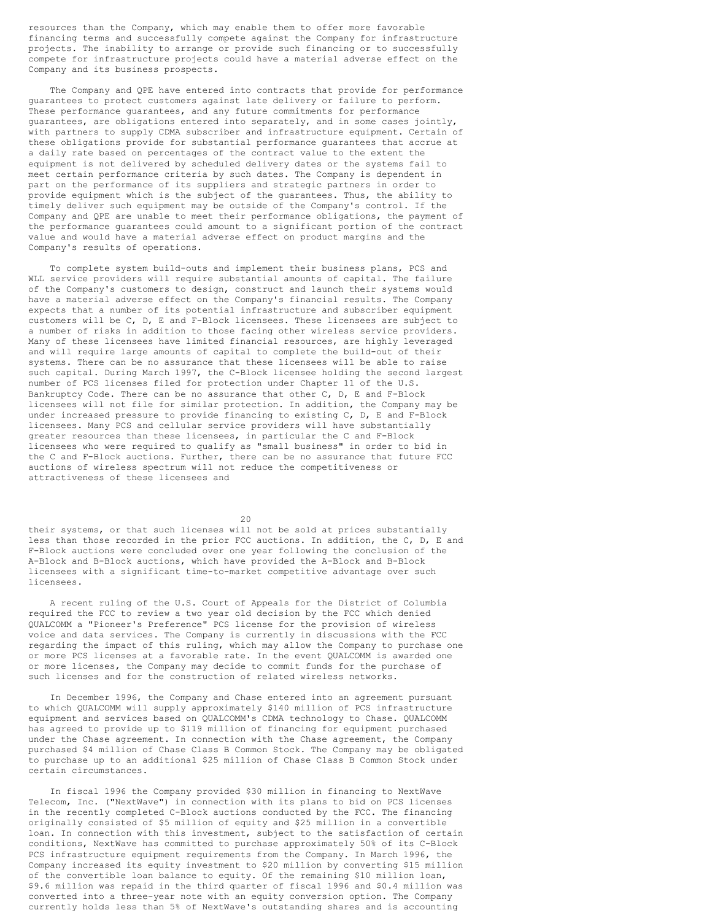resources than the Company, which may enable them to offer more favorable financing terms and successfully compete against the Company for infrastructure projects. The inability to arrange or provide such financing or to successfully compete for infrastructure projects could have a material adverse effect on the Company and its business prospects.

The Company and QPE have entered into contracts that provide for performance guarantees to protect customers against late delivery or failure to perform. These performance guarantees, and any future commitments for performance guarantees, are obligations entered into separately, and in some cases jointly, with partners to supply CDMA subscriber and infrastructure equipment. Certain of these obligations provide for substantial performance guarantees that accrue at a daily rate based on percentages of the contract value to the extent the equipment is not delivered by scheduled delivery dates or the systems fail to meet certain performance criteria by such dates. The Company is dependent in part on the performance of its suppliers and strategic partners in order to provide equipment which is the subject of the guarantees. Thus, the ability to timely deliver such equipment may be outside of the Company's control. If the Company and QPE are unable to meet their performance obligations, the payment of the performance guarantees could amount to a significant portion of the contract value and would have a material adverse effect on product margins and the Company's results of operations.

To complete system build-outs and implement their business plans, PCS and WLL service providers will require substantial amounts of capital. The failure of the Company's customers to design, construct and launch their systems would have a material adverse effect on the Company's financial results. The Company expects that a number of its potential infrastructure and subscriber equipment customers will be C, D, E and F-Block licensees. These licensees are subject to a number of risks in addition to those facing other wireless service providers. Many of these licensees have limited financial resources, are highly leveraged and will require large amounts of capital to complete the build-out of their systems. There can be no assurance that these licensees will be able to raise such capital. During March 1997, the C-Block licensee holding the second largest number of PCS licenses filed for protection under Chapter 11 of the U.S. Bankruptcy Code. There can be no assurance that other C, D, E and F-Block licensees will not file for similar protection. In addition, the Company may be under increased pressure to provide financing to existing C, D, E and F-Block licensees. Many PCS and cellular service providers will have substantially greater resources than these licensees, in particular the C and F-Block licensees who were required to qualify as "small business" in order to bid in the C and F-Block auctions. Further, there can be no assurance that future FCC auctions of wireless spectrum will not reduce the competitiveness or attractiveness of these licensees and their systems, or that such licenses will not be sold at prices substantially less than those recorded in the prior FCC auctions. In addition, the C, D, E and F-Block auctions were concluded over one year following the conclusion of the A-Block and B-Block auctions, which have provided the A-Block and B-Block licensees with a significant time-to-market competitive advantage over such licensees.

A recent ruling of the U.S. Court of Appeals for the District of Columbia required the FCC to review a two year old decision by the FCC which denied QUALCOMM a "Pioneer's Preference" PCS license for the provision of wireless voice and data services. The Company is currently in discussions with the FCC regarding the impact of this ruling, which may allow the Company to purchase one or more PCS licenses at a favorable rate. In the event QUALCOMM is awarded one or more licenses, the Company may decide to commit funds for the purchase of such licenses and for the construction of related wireless networks.

In December 1996, the Company and Chase entered into an agreement pursuant to which QUALCOMM will supply approximately $140 million of PCS infrastructure equipment and services based on QUALCOMM's CDMA technology to Chase. QUALCOMM has agreed to provide up to $119 million of financing for equipment purchased under the Chase agreement. In connection with the Chase agreement, the Company purchased $4 million of Chase Class B Common Stock. The Company may be obligated to purchase up to an additional $25 million of Chase Class B Common Stock under certain circumstances.

In fiscal 1996 the Company provided $30 million in financing to NextWave Telecom, Inc. ("NextWave") in connection with its plans to bid on PCS licenses in the recently completed C-Block auctions conducted by the FCC. The financing originally consisted of $5 million of equity and $25 million in a convertible loan. In connection with this investment, subject to the satisfaction of certain conditions, NextWave has committed to purchase approximately 50% of its C-Block PCS infrastructure equipment requirements from the Company. In March 1996, the Company increased its equity investment to $20 million by converting $15 million of the convertible loan balance to equity. Of the remaining $10 million loan, $9.6 million was repaid in the third quarter of fiscal 1996 and $0.4 million was converted into a three-year note with an equity conversion option. The Company currently holds less than 5% of NextWave's outstanding shares and is accounting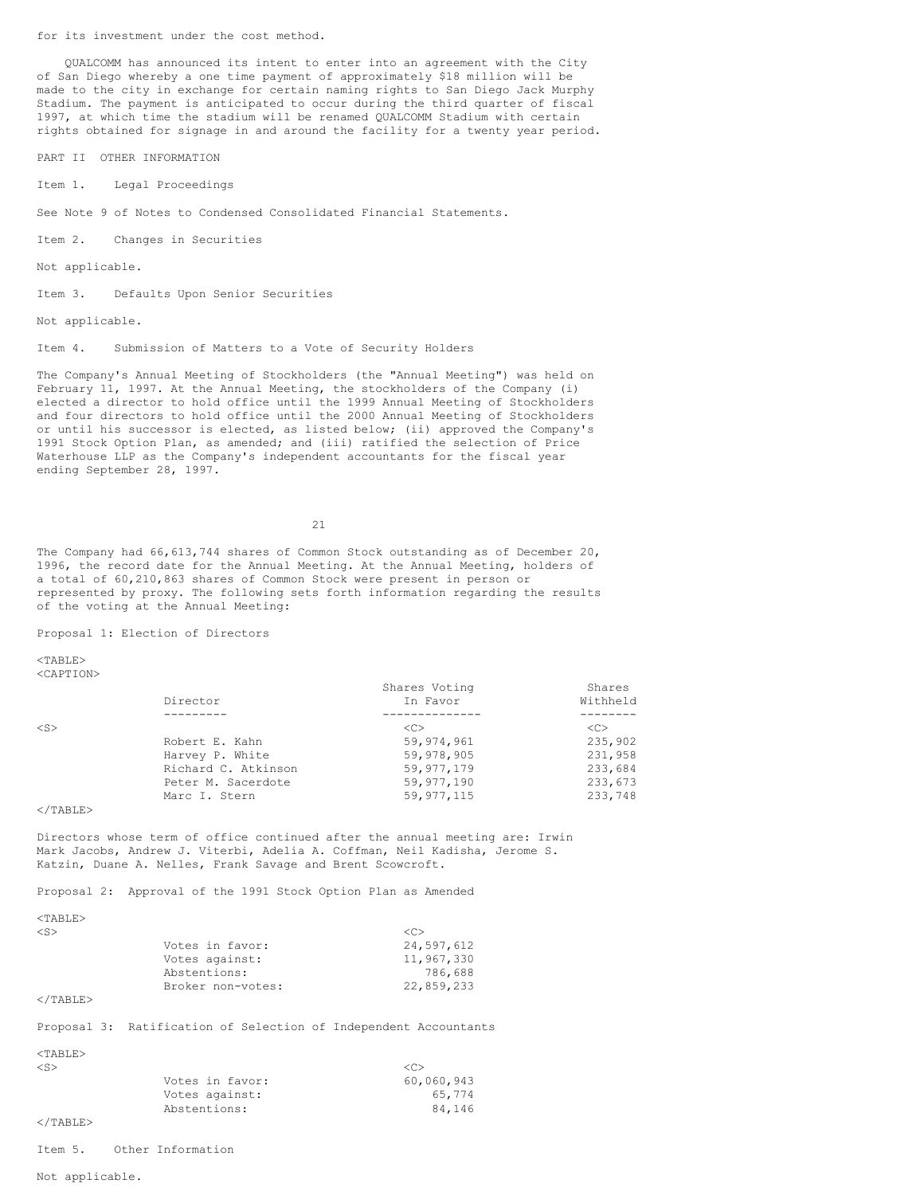for its investment under the cost method.

QUALCOMM has announced its intent to enter into an agreement with the City of San Diego whereby a one time payment of approximately $18 million will be made to the city in exchange for certain naming rights to San Diego Jack Murphy Stadium. The payment is anticipated to occur during the third quarter of fiscal 1997, at which time the stadium will be renamed QUALCOMM Stadium with certain rights obtained for signage in and around the facility for a twenty year period.

## PART II OTHER INFORMATION

### Item 1. Legal Proceedings

See Note 9 of Notes to Condensed Consolidated Financial Statements.

### Item 2. Changes in Securities

Not applicable.

### Item 3. Defaults Upon Senior Securities

Not applicable.

### Item 4. Submission of Matters to a Vote of Security Holders

The Company's Annual Meeting of Stockholders (the "Annual Meeting") was held on February 11, 1997. At the Annual Meeting, the stockholders of the Company (i) elected a director to hold office until the 1999 Annual Meeting of Stockholders and four directors to hold office until the 2000 Annual Meeting of Stockholders or until his successor is elected, as listed below; (ii) approved the Company's 1991 Stock Option Plan, as amended; and (iii) ratified the selection of Price Waterhouse LLP as the Company's independent accountants for the fiscal year ending September 28, 1997.

The Company had 66,613,744 shares of Common Stock outstanding as of December 20, 1996, the record date for the Annual Meeting. At the Annual Meeting, holders of a total of 60,210,863 shares of Common Stock were present in person or represented by proxy. The following sets forth information regarding the results of the voting at the Annual Meeting:

Proposal 1: Election of Directors

| Director | Shares Voting In Favor | Shares Withheld |
|---|---|---|
| Robert E. Kahn | 59,974,961 | 235,902 |
| Harvey P. White | 59,978,905 | 231,958 |
| Richard C. Atkinson | 59,977,179 | 233,684 |
| Peter M. Sacerdote | 59,977,190 | 233,673 |
| Marc I. Stern | 59,977,115 | 233,748 |

Directors whose term of office continued after the annual meeting are: Irwin Mark Jacobs, Andrew J. Viterbi, Adelia A. Coffman, Neil Kadisha, Jerome S. Katzin, Duane A. Nelles, Frank Savage and Brent Scowcroft.

Proposal 2: Approval of the 1991 Stock Option Plan as Amended

| | |
|---|---|
| Votes in favor: | 24,597,612 |
| Votes against: | 11,967,330 |
| Abstentions: | 786,688 |
| Broker non-votes: | 22,859,233 |

Proposal 3: Ratification of Selection of Independent Accountants

| | |
|---|---|
| Votes in favor: | 60,060,943 |
| Votes against: | 65,774 |
| Abstentions: | 84,146 |

### Item 5. Other Information

Not applicable.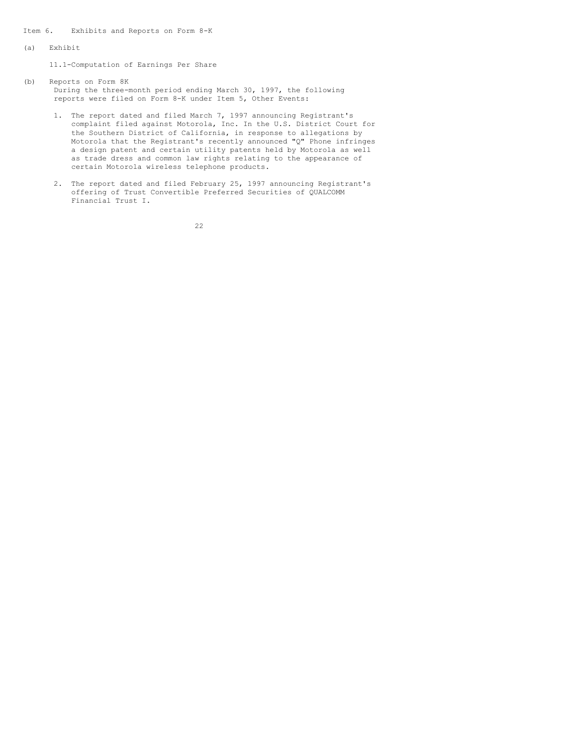Item 6. Exhibits and Reports on Form 8-K

(a) Exhibit

11.1-Computation of Earnings Per Share

(b) Reports on Form 8K

During the three-month period ending March 30, 1997, the following reports were filed on Form 8-K under Item 5, Other Events:

1. The report dated and filed March 7, 1997 announcing Registrant's complaint filed against Motorola, Inc. In the U.S. District Court for the Southern District of California, in response to allegations by Motorola that the Registrant's recently announced "Q" Phone infringes a design patent and certain utility patents held by Motorola as well as trade dress and common law rights relating to the appearance of certain Motorola wireless telephone products.

2. The report dated and filed February 25, 1997 announcing Registrant's offering of Trust Convertible Preferred Securities of QUALCOMM Financial Trust I.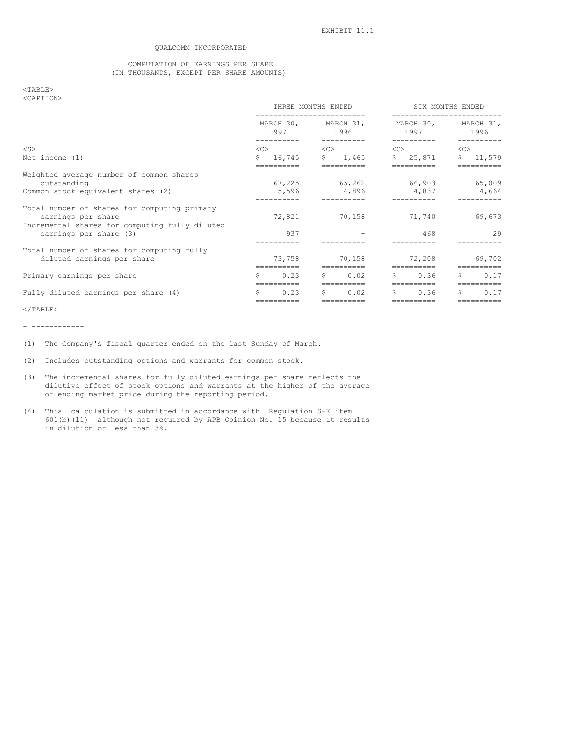EXHIBIT 11.1

QUALCOMM INCORPORATED

COMPUTATION OF EARNINGS PER SHARE
(IN THOUSANDS, EXCEPT PER SHARE AMOUNTS)

| | THREE MONTHS ENDED | | SIX MONTHS ENDED | |
|---|---|---|---|---|
| | MARCH 30, 1997 | MARCH 31, 1996 | MARCH 30, 1997 | MARCH 31, 1996 |
| Net income (1) | $ 16,745 | $ 1,465 | $ 25,871 | $ 11,579 |
| Weighted average number of common shares outstanding | 67,225 | 65,262 | 66,903 | 65,009 |
| Common stock equivalent shares (2) | 5,596 | 4,896 | 4,837 | 4,664 |
| Total number of shares for computing primary earnings per share | 72,821 | 70,158 | 71,740 | 69,673 |
| Incremental shares for computing fully diluted earnings per share (3) | 937 | - | 468 | 29 |
| Total number of shares for computing fully diluted earnings per share | 73,758 | 70,158 | 72,208 | 69,702 |
| Primary earnings per share | $ 0.23 | $ 0.02 | $ 0.36 | $ 0.17 |
| Fully diluted earnings per share (4) | $ 0.23 | $ 0.02 | $ 0.36 | $ 0.17 |

- ------------

(1) The Company's fiscal quarter ended on the last Sunday of March.

(2) Includes outstanding options and warrants for common stock.

(3) The incremental shares for fully diluted earnings per share reflects the dilutive effect of stock options and warrants at the higher of the average or ending market price during the reporting period.

(4) This calculation is submitted in accordance with Regulation S-K item 601(b)(11) although not required by APB Opinion No. 15 because it results in dilution of less than 3%.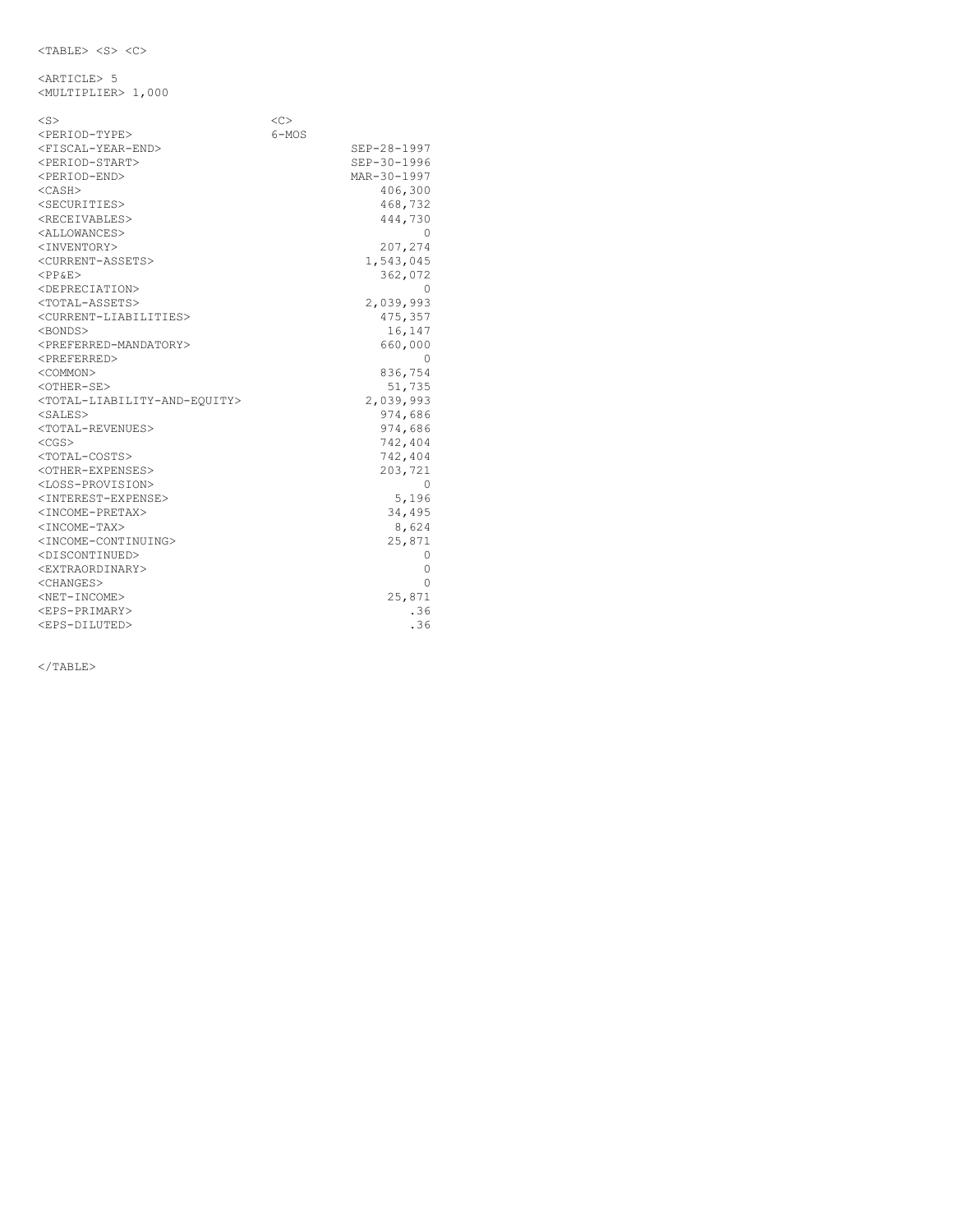```
<TABLE> <S> <C>

<ARTICLE> 5
<MULTIPLIER> 1,000

<S>                             <C>
<PERIOD-TYPE>                   6-MOS
<FISCAL-YEAR-END>                          SEP-28-1997
<PERIOD-START>                             SEP-30-1996
<PERIOD-END>                               MAR-30-1997
<CASH>                                         406,300
<SECURITIES>                                   468,732
<RECEIVABLES>                                  444,730
<ALLOWANCES>                                         0
<INVENTORY>                                    207,274
<CURRENT-ASSETS>                             1,543,045
<PP&E>                                         362,072
<DEPRECIATION>                                       0
<TOTAL-ASSETS>                               2,039,993
<CURRENT-LIABILITIES>                          475,357
<BONDS>                                         16,147
<PREFERRED-MANDATORY>                          660,000
<PREFERRED>                                          0
<COMMON>                                       836,754
<OTHER-SE>                                      51,735
<TOTAL-LIABILITY-AND-EQUITY>                 2,039,993
<SALES>                                        974,686
<TOTAL-REVENUES>                               974,686
<CGS>                                          742,404
<TOTAL-COSTS>                                  742,404
<OTHER-EXPENSES>                               203,721
<LOSS-PROVISION>                                     0
<INTEREST-EXPENSE>                               5,196
<INCOME-PRETAX>                                 34,495
<INCOME-TAX>                                     8,624
<INCOME-CONTINUING>                             25,871
<DISCONTINUED>                                       0
<EXTRAORDINARY>                                      0
<CHANGES>                                            0
<NET-INCOME>                                    25,871
<EPS-PRIMARY>                                      .36
<EPS-DILUTED>                                      .36

</TABLE>
```